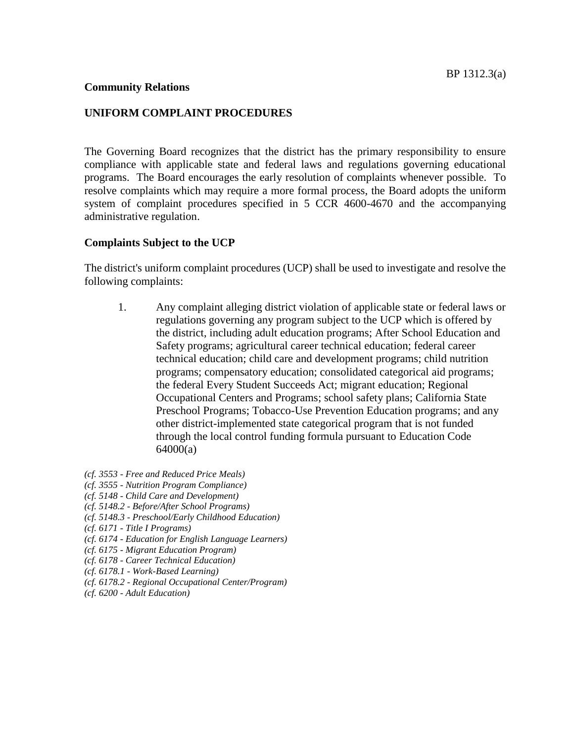**Community Relations**

## UNIFORM COMPLAINT PROCEDURES

The Governing Board recognizes that the district has the primary responsibility to ensure compliance with applicable state and federal laws and regulations governing educational programs. The Board encourages the early resolution of complaints whenever possible. To resolve complaints which may require a more formal process, the Board adopts the uniform system of complaint procedures specified in 5 CCR 4600-4670 and the accompanying administrative regulation.

### Complaints Subject to the UCP

The district's uniform complaint procedures (UCP) shall be used to investigate and resolve the following complaints:

1. Any complaint alleging district violation of applicable state or federal laws or regulations governing any program subject to the UCP which is offered by the district, including adult education programs; After School Education and Safety programs; agricultural career technical education; federal career technical education; child care and development programs; child nutrition programs; compensatory education; consolidated categorical aid programs; the federal Every Student Succeeds Act; migrant education; Regional Occupational Centers and Programs; school safety plans; California State Preschool Programs; Tobacco-Use Prevention Education programs; and any other district-implemented state categorical program that is not funded through the local control funding formula pursuant to Education Code 64000(a)

*(cf. 3553 - Free and Reduced Price Meals)*
*(cf. 3555 - Nutrition Program Compliance)*
*(cf. 5148 - Child Care and Development)*
*(cf. 5148.2 - Before/After School Programs)*
*(cf. 5148.3 - Preschool/Early Childhood Education)*
*(cf. 6171 - Title I Programs)*
*(cf. 6174 - Education for English Language Learners)*
*(cf. 6175 - Migrant Education Program)*
*(cf. 6178 - Career Technical Education)*
*(cf. 6178.1 - Work-Based Learning)*
*(cf. 6178.2 - Regional Occupational Center/Program)*
*(cf. 6200 - Adult Education)*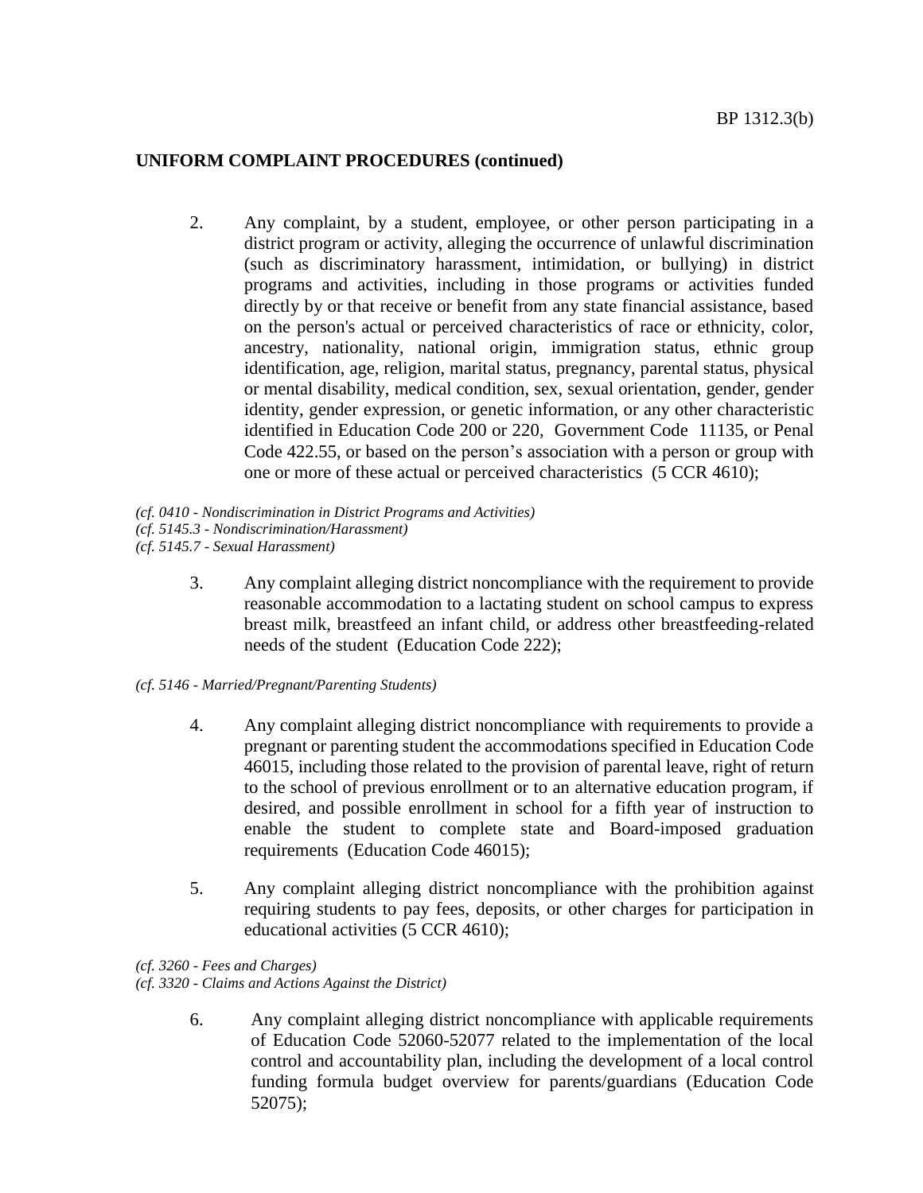**UNIFORM COMPLAINT PROCEDURES (continued)**

2. Any complaint, by a student, employee, or other person participating in a district program or activity, alleging the occurrence of unlawful discrimination (such as discriminatory harassment, intimidation, or bullying) in district programs and activities, including in those programs or activities funded directly by or that receive or benefit from any state financial assistance, based on the person's actual or perceived characteristics of race or ethnicity, color, ancestry, nationality, national origin, immigration status, ethnic group identification, age, religion, marital status, pregnancy, parental status, physical or mental disability, medical condition, sex, sexual orientation, gender, gender identity, gender expression, or genetic information, or any other characteristic identified in Education Code 200 or 220, Government Code 11135, or Penal Code 422.55, or based on the person's association with a person or group with one or more of these actual or perceived characteristics (5 CCR 4610);

*(cf. 0410 - Nondiscrimination in District Programs and Activities)*
*(cf. 5145.3 - Nondiscrimination/Harassment)*
*(cf. 5145.7 - Sexual Harassment)*

3. Any complaint alleging district noncompliance with the requirement to provide reasonable accommodation to a lactating student on school campus to express breast milk, breastfeed an infant child, or address other breastfeeding-related needs of the student (Education Code 222);

*(cf. 5146 - Married/Pregnant/Parenting Students)*

4. Any complaint alleging district noncompliance with requirements to provide a pregnant or parenting student the accommodations specified in Education Code 46015, including those related to the provision of parental leave, right of return to the school of previous enrollment or to an alternative education program, if desired, and possible enrollment in school for a fifth year of instruction to enable the student to complete state and Board-imposed graduation requirements (Education Code 46015);

5. Any complaint alleging district noncompliance with the prohibition against requiring students to pay fees, deposits, or other charges for participation in educational activities (5 CCR 4610);

*(cf. 3260 - Fees and Charges)*
*(cf. 3320 - Claims and Actions Against the District)*

6. Any complaint alleging district noncompliance with applicable requirements of Education Code 52060-52077 related to the implementation of the local control and accountability plan, including the development of a local control funding formula budget overview for parents/guardians (Education Code 52075);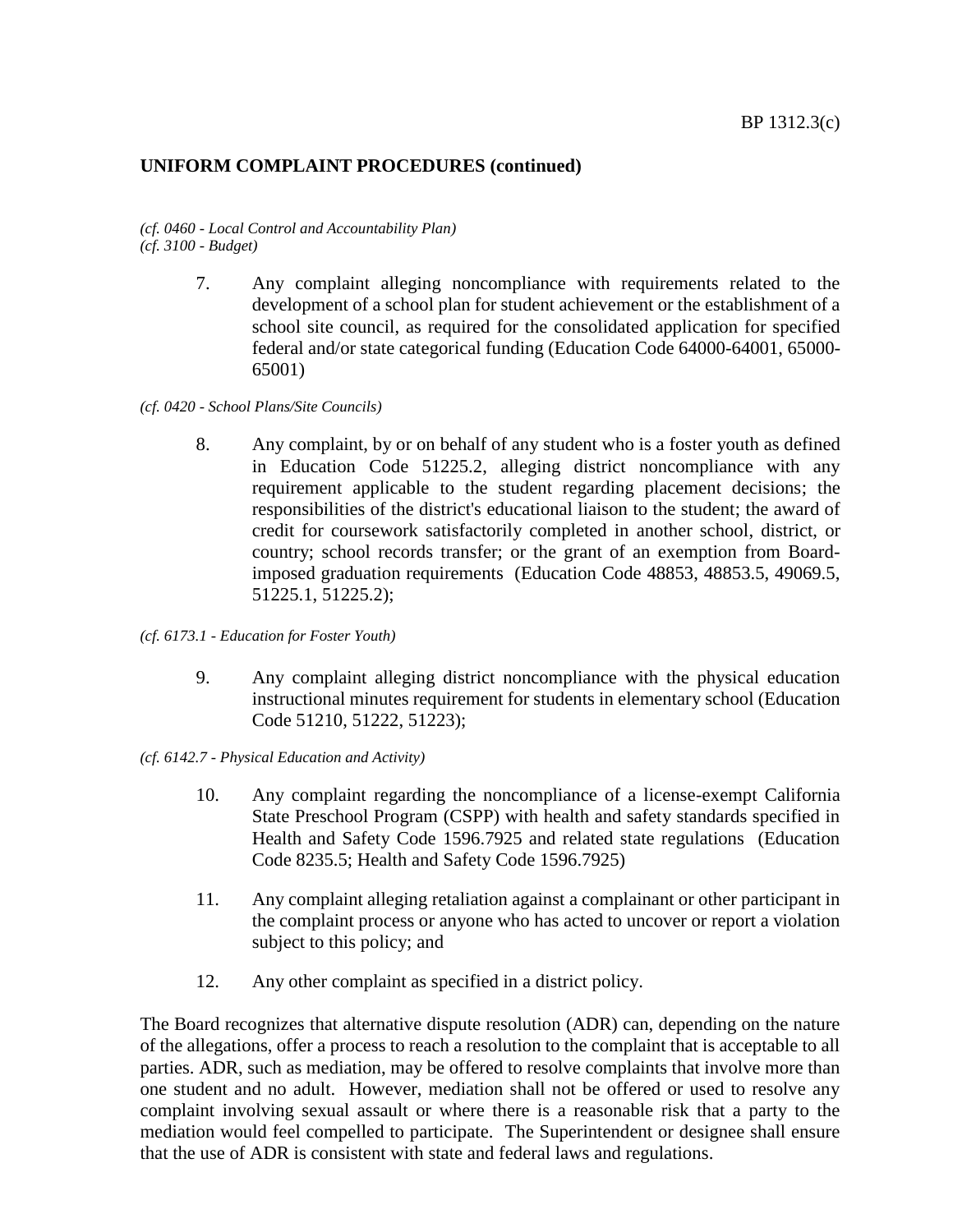**UNIFORM COMPLAINT PROCEDURES (continued)**

*(cf. 0460 - Local Control and Accountability Plan)*
*(cf. 3100 - Budget)*

7. Any complaint alleging noncompliance with requirements related to the development of a school plan for student achievement or the establishment of a school site council, as required for the consolidated application for specified federal and/or state categorical funding (Education Code 64000-64001, 65000-65001)

*(cf. 0420 - School Plans/Site Councils)*

8. Any complaint, by or on behalf of any student who is a foster youth as defined in Education Code 51225.2, alleging district noncompliance with any requirement applicable to the student regarding placement decisions; the responsibilities of the district's educational liaison to the student; the award of credit for coursework satisfactorily completed in another school, district, or country; school records transfer; or the grant of an exemption from Board-imposed graduation requirements (Education Code 48853, 48853.5, 49069.5, 51225.1, 51225.2);

*(cf. 6173.1 - Education for Foster Youth)*

9. Any complaint alleging district noncompliance with the physical education instructional minutes requirement for students in elementary school (Education Code 51210, 51222, 51223);

*(cf. 6142.7 - Physical Education and Activity)*

10. Any complaint regarding the noncompliance of a license-exempt California State Preschool Program (CSPP) with health and safety standards specified in Health and Safety Code 1596.7925 and related state regulations (Education Code 8235.5; Health and Safety Code 1596.7925)

11. Any complaint alleging retaliation against a complainant or other participant in the complaint process or anyone who has acted to uncover or report a violation subject to this policy; and

12. Any other complaint as specified in a district policy.

The Board recognizes that alternative dispute resolution (ADR) can, depending on the nature of the allegations, offer a process to reach a resolution to the complaint that is acceptable to all parties. ADR, such as mediation, may be offered to resolve complaints that involve more than one student and no adult. However, mediation shall not be offered or used to resolve any complaint involving sexual assault or where there is a reasonable risk that a party to the mediation would feel compelled to participate. The Superintendent or designee shall ensure that the use of ADR is consistent with state and federal laws and regulations.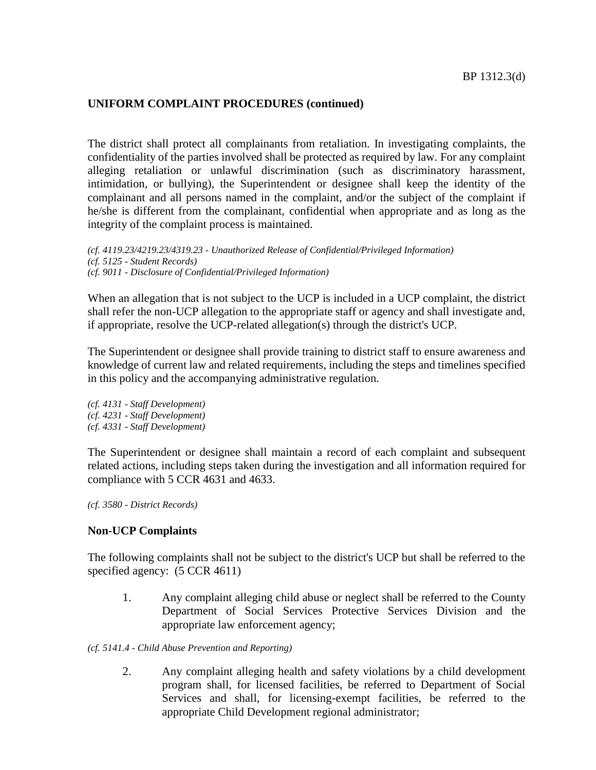**UNIFORM COMPLAINT PROCEDURES (continued)**

The district shall protect all complainants from retaliation. In investigating complaints, the confidentiality of the parties involved shall be protected as required by law. For any complaint alleging retaliation or unlawful discrimination (such as discriminatory harassment, intimidation, or bullying), the Superintendent or designee shall keep the identity of the complainant and all persons named in the complaint, and/or the subject of the complaint if he/she is different from the complainant, confidential when appropriate and as long as the integrity of the complaint process is maintained.

*(cf. 4119.23/4219.23/4319.23 - Unauthorized Release of Confidential/Privileged Information)*
*(cf. 5125 - Student Records)*
*(cf. 9011 - Disclosure of Confidential/Privileged Information)*

When an allegation that is not subject to the UCP is included in a UCP complaint, the district shall refer the non-UCP allegation to the appropriate staff or agency and shall investigate and, if appropriate, resolve the UCP-related allegation(s) through the district's UCP.

The Superintendent or designee shall provide training to district staff to ensure awareness and knowledge of current law and related requirements, including the steps and timelines specified in this policy and the accompanying administrative regulation.

*(cf. 4131 - Staff Development)*
*(cf. 4231 - Staff Development)*
*(cf. 4331 - Staff Development)*

The Superintendent or designee shall maintain a record of each complaint and subsequent related actions, including steps taken during the investigation and all information required for compliance with 5 CCR 4631 and 4633.

*(cf. 3580 - District Records)*

**Non-UCP Complaints**

The following complaints shall not be subject to the district's UCP but shall be referred to the specified agency: (5 CCR 4611)

1. Any complaint alleging child abuse or neglect shall be referred to the County Department of Social Services Protective Services Division and the appropriate law enforcement agency;

*(cf. 5141.4 - Child Abuse Prevention and Reporting)*

2. Any complaint alleging health and safety violations by a child development program shall, for licensed facilities, be referred to Department of Social Services and shall, for licensing-exempt facilities, be referred to the appropriate Child Development regional administrator;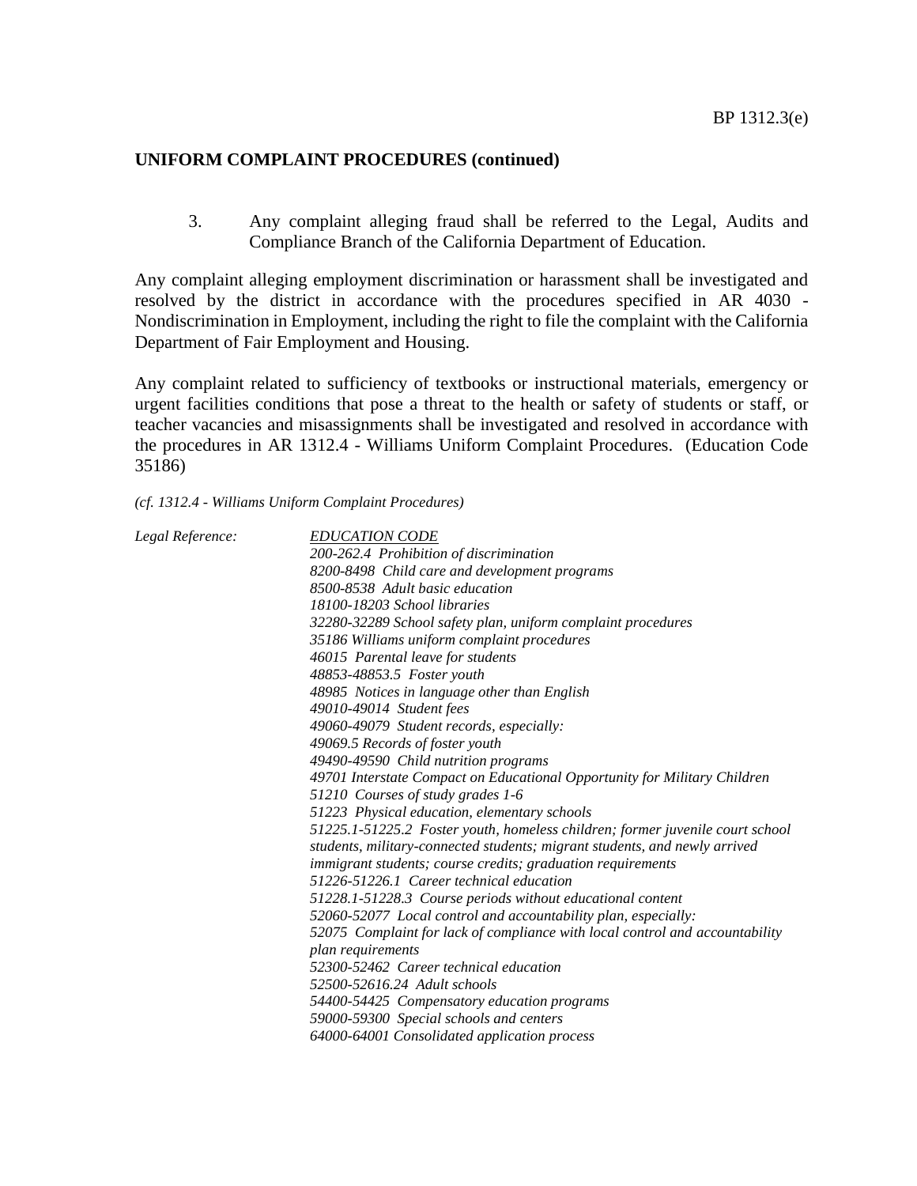## UNIFORM COMPLAINT PROCEDURES (continued)

3. Any complaint alleging fraud shall be referred to the Legal, Audits and Compliance Branch of the California Department of Education.

Any complaint alleging employment discrimination or harassment shall be investigated and resolved by the district in accordance with the procedures specified in AR 4030 - Nondiscrimination in Employment, including the right to file the complaint with the California Department of Fair Employment and Housing.

Any complaint related to sufficiency of textbooks or instructional materials, emergency or urgent facilities conditions that pose a threat to the health or safety of students or staff, or teacher vacancies and misassignments shall be investigated and resolved in accordance with the procedures in AR 1312.4 - Williams Uniform Complaint Procedures. (Education Code 35186)

*(cf. 1312.4 - Williams Uniform Complaint Procedures)*

*Legal Reference:*

*EDUCATION CODE*

*200-262.4 Prohibition of discrimination*
*8200-8498 Child care and development programs*
*8500-8538 Adult basic education*
*18100-18203 School libraries*
*32280-32289 School safety plan, uniform complaint procedures*
*35186 Williams uniform complaint procedures*
*46015 Parental leave for students*
*48853-48853.5 Foster youth*
*48985 Notices in language other than English*
*49010-49014 Student fees*
*49060-49079 Student records, especially:*
*49069.5 Records of foster youth*
*49490-49590 Child nutrition programs*
*49701 Interstate Compact on Educational Opportunity for Military Children*
*51210 Courses of study grades 1-6*
*51223 Physical education, elementary schools*
*51225.1-51225.2 Foster youth, homeless children; former juvenile court school students, military-connected students; migrant students, and newly arrived immigrant students; course credits; graduation requirements*
*51226-51226.1 Career technical education*
*51228.1-51228.3 Course periods without educational content*
*52060-52077 Local control and accountability plan, especially:*
*52075 Complaint for lack of compliance with local control and accountability plan requirements*
*52300-52462 Career technical education*
*52500-52616.24 Adult schools*
*54400-54425 Compensatory education programs*
*59000-59300 Special schools and centers*
*64000-64001 Consolidated application process*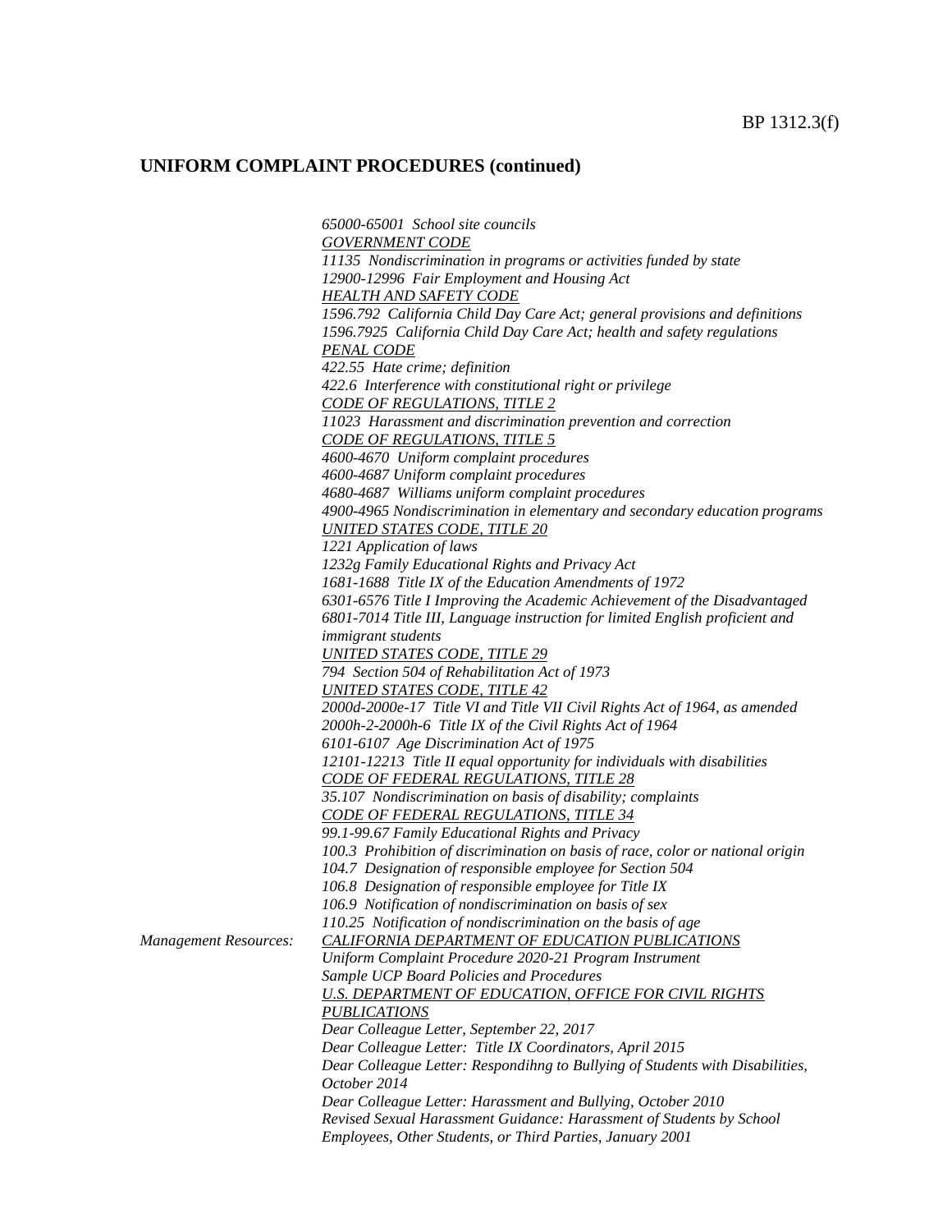## UNIFORM COMPLAINT PROCEDURES (continued)

*65000-65001 School site councils*
*GOVERNMENT CODE*
*11135 Nondiscrimination in programs or activities funded by state*
*12900-12996 Fair Employment and Housing Act*
*HEALTH AND SAFETY CODE*
*1596.792 California Child Day Care Act; general provisions and definitions*
*1596.7925 California Child Day Care Act; health and safety regulations*
*PENAL CODE*
*422.55 Hate crime; definition*
*422.6 Interference with constitutional right or privilege*
*CODE OF REGULATIONS, TITLE 2*
*11023 Harassment and discrimination prevention and correction*
*CODE OF REGULATIONS, TITLE 5*
*4600-4670 Uniform complaint procedures*
*4600-4687 Uniform complaint procedures*
*4680-4687 Williams uniform complaint procedures*
*4900-4965 Nondiscrimination in elementary and secondary education programs*
*UNITED STATES CODE, TITLE 20*
*1221 Application of laws*
*1232g Family Educational Rights and Privacy Act*
*1681-1688 Title IX of the Education Amendments of 1972*
*6301-6576 Title I Improving the Academic Achievement of the Disadvantaged*
*6801-7014 Title III, Language instruction for limited English proficient and immigrant students*
*UNITED STATES CODE, TITLE 29*
*794 Section 504 of Rehabilitation Act of 1973*
*UNITED STATES CODE, TITLE 42*
*2000d-2000e-17 Title VI and Title VII Civil Rights Act of 1964, as amended*
*2000h-2-2000h-6 Title IX of the Civil Rights Act of 1964*
*6101-6107 Age Discrimination Act of 1975*
*12101-12213 Title II equal opportunity for individuals with disabilities*
*CODE OF FEDERAL REGULATIONS, TITLE 28*
*35.107 Nondiscrimination on basis of disability; complaints*
*CODE OF FEDERAL REGULATIONS, TITLE 34*
*99.1-99.67 Family Educational Rights and Privacy*
*100.3 Prohibition of discrimination on basis of race, color or national origin*
*104.7 Designation of responsible employee for Section 504*
*106.8 Designation of responsible employee for Title IX*
*106.9 Notification of nondiscrimination on basis of sex*
*110.25 Notification of nondiscrimination on the basis of age*

*Management Resources:*
*CALIFORNIA DEPARTMENT OF EDUCATION PUBLICATIONS*
*Uniform Complaint Procedure 2020-21 Program Instrument*
*Sample UCP Board Policies and Procedures*
*U.S. DEPARTMENT OF EDUCATION, OFFICE FOR CIVIL RIGHTS PUBLICATIONS*
*Dear Colleague Letter, September 22, 2017*
*Dear Colleague Letter: Title IX Coordinators, April 2015*
*Dear Colleague Letter: Respondihng to Bullying of Students with Disabilities, October 2014*
*Dear Colleague Letter: Harassment and Bullying, October 2010*
*Revised Sexual Harassment Guidance: Harassment of Students by School Employees, Other Students, or Third Parties, January 2001*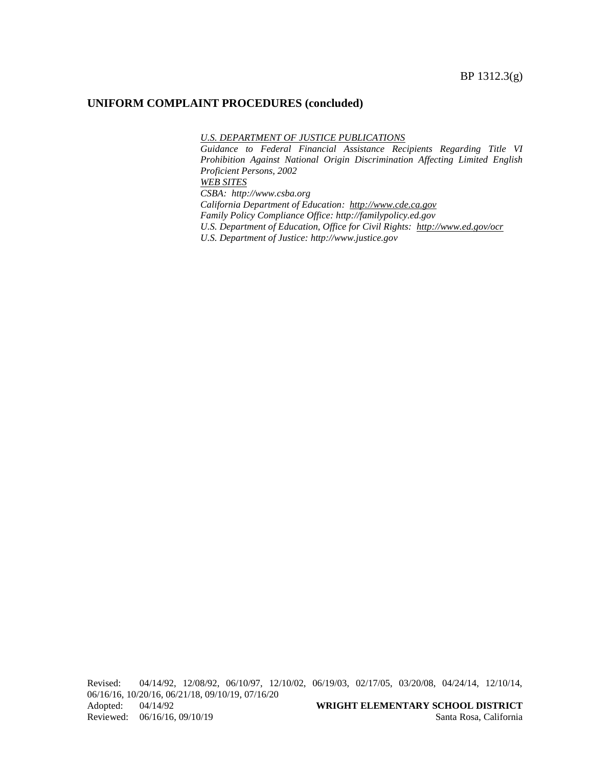## UNIFORM COMPLAINT PROCEDURES (concluded)

*U.S. DEPARTMENT OF JUSTICE PUBLICATIONS*

*Guidance to Federal Financial Assistance Recipients Regarding Title VI Prohibition Against National Origin Discrimination Affecting Limited English Proficient Persons, 2002*

*WEB SITES*

*CSBA: http://www.csba.org*

*California Department of Education: http://www.cde.ca.gov*

*Family Policy Compliance Office: http://familypolicy.ed.gov*

*U.S. Department of Education, Office for Civil Rights: http://www.ed.gov/ocr*

*U.S. Department of Justice: http://www.justice.gov*

Revised: 04/14/92, 12/08/92, 06/10/97, 12/10/02, 06/19/03, 02/17/05, 03/20/08, 04/24/14, 12/10/14, 06/16/16, 10/20/16, 06/21/18, 09/10/19, 07/16/20
Adopted: 04/14/92
Reviewed: 06/16/16, 09/10/19

**WRIGHT ELEMENTARY SCHOOL DISTRICT**
Santa Rosa, California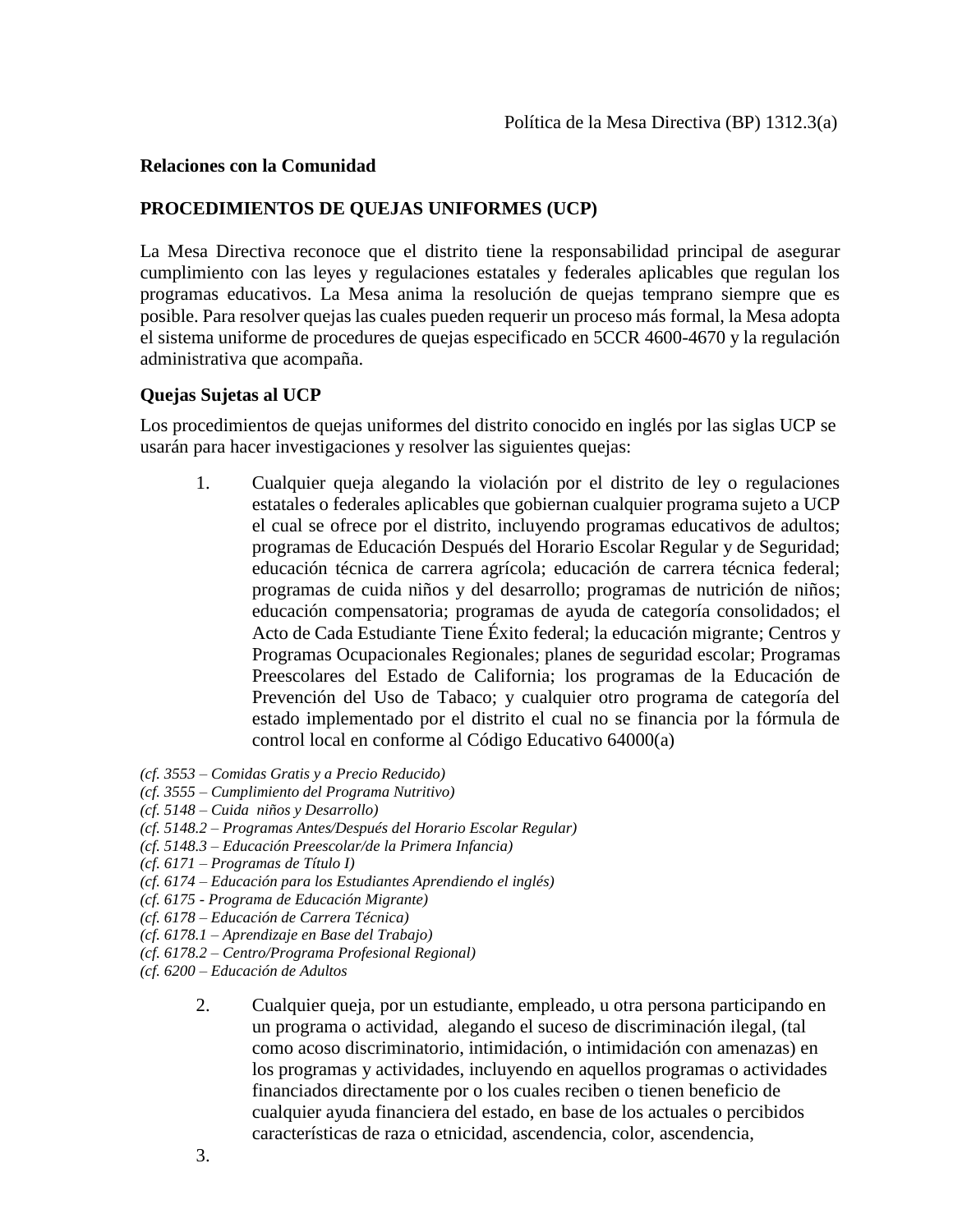Política de la Mesa Directiva (BP) 1312.3(a)

**Relaciones con la Comunidad**

**PROCEDIMIENTOS DE QUEJAS UNIFORMES (UCP)**

La Mesa Directiva reconoce que el distrito tiene la responsabilidad principal de asegurar cumplimiento con las leyes y regulaciones estatales y federales aplicables que regulan los programas educativos. La Mesa anima la resolución de quejas temprano siempre que es posible. Para resolver quejas las cuales pueden requerir un proceso más formal, la Mesa adopta el sistema uniforme de procedures de quejas especificado en 5CCR 4600-4670 y la regulación administrativa que acompaña.

**Quejas Sujetas al UCP**

Los procedimientos de quejas uniformes del distrito conocido en inglés por las siglas UCP se usarán para hacer investigaciones y resolver las siguientes quejas:

1. Cualquier queja alegando la violación por el distrito de ley o regulaciones estatales o federales aplicables que gobiernan cualquier programa sujeto a UCP el cual se ofrece por el distrito, incluyendo programas educativos de adultos; programas de Educación Después del Horario Escolar Regular y de Seguridad; educación técnica de carrera agrícola; educación de carrera técnica federal; programas de cuida niños y del desarrollo; programas de nutrición de niños; educación compensatoria; programas de ayuda de categoría consolidados; el Acto de Cada Estudiante Tiene Éxito federal; la educación migrante; Centros y Programas Ocupacionales Regionales; planes de seguridad escolar; Programas Preescolares del Estado de California; los programas de la Educación de Prevención del Uso de Tabaco; y cualquier otro programa de categoría del estado implementado por el distrito el cual no se financia por la fórmula de control local en conforme al Código Educativo 64000(a)

*(cf. 3553 – Comidas Gratis y a Precio Reducido)*
*(cf. 3555 – Cumplimiento del Programa Nutritivo)*
*(cf. 5148 – Cuida niños y Desarrollo)*
*(cf. 5148.2 – Programas Antes/Después del Horario Escolar Regular)*
*(cf. 5148.3 – Educación Preescolar/de la Primera Infancia)*
*(cf. 6171 – Programas de Título I)*
*(cf. 6174 – Educación para los Estudiantes Aprendiendo el inglés)*
*(cf. 6175 - Programa de Educación Migrante)*
*(cf. 6178 – Educación de Carrera Técnica)*
*(cf. 6178.1 – Aprendizaje en Base del Trabajo)*
*(cf. 6178.2 – Centro/Programa Profesional Regional)*
*(cf. 6200 – Educación de Adultos*

2. Cualquier queja, por un estudiante, empleado, u otra persona participando en un programa o actividad, alegando el suceso de discriminación ilegal, (tal como acoso discriminatorio, intimidación, o intimidación con amenazas) en los programas y actividades, incluyendo en aquellos programas o actividades financiados directamente por o los cuales reciben o tienen beneficio de cualquier ayuda financiera del estado, en base de los actuales o percibidos características de raza o etnicidad, ascendencia, color, ascendencia,

3.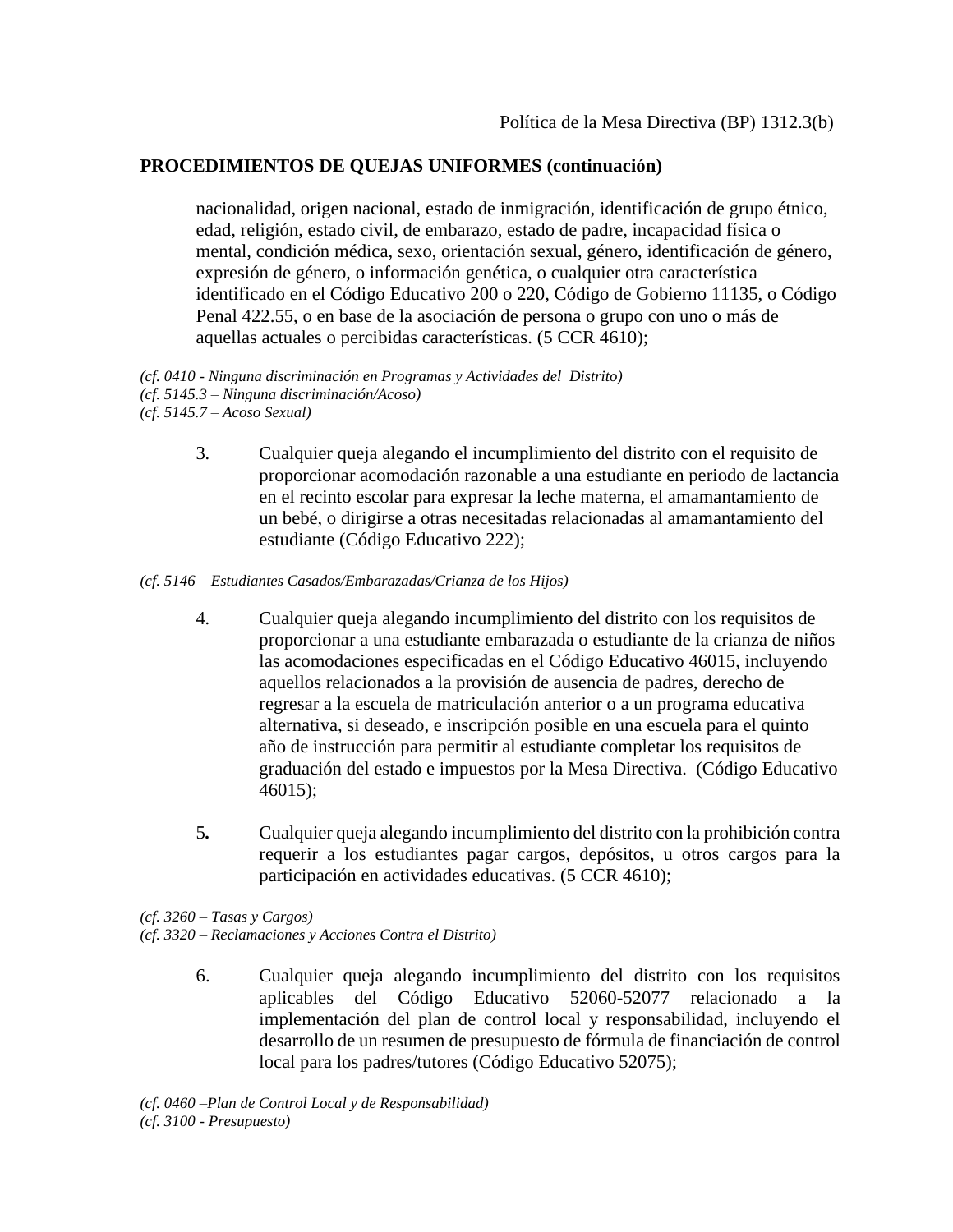Política de la Mesa Directiva (BP) 1312.3(b)

**PROCEDIMIENTOS DE QUEJAS UNIFORMES (continuación)**

nacionalidad, origen nacional, estado de inmigración, identificación de grupo étnico, edad, religión, estado civil, de embarazo, estado de padre, incapacidad física o mental, condición médica, sexo, orientación sexual, género, identificación de género, expresión de género, o información genética, o cualquier otra característica identificado en el Código Educativo 200 o 220, Código de Gobierno 11135, o Código Penal 422.55, o en base de la asociación de persona o grupo con uno o más de aquellas actuales o percibidas características. (5 CCR 4610);

*(cf. 0410 - Ninguna discriminación en Programas y Actividades del Distrito)*
*(cf. 5145.3 – Ninguna discriminación/Acoso)*
*(cf. 5145.7 – Acoso Sexual)*

3. Cualquier queja alegando el incumplimiento del distrito con el requisito de proporcionar acomodación razonable a una estudiante en periodo de lactancia en el recinto escolar para expresar la leche materna, el amamantamiento de un bebé, o dirigirse a otras necesitadas relacionadas al amamantamiento del estudiante (Código Educativo 222);

*(cf. 5146 – Estudiantes Casados/Embarazadas/Crianza de los Hijos)*

4. Cualquier queja alegando incumplimiento del distrito con los requisitos de proporcionar a una estudiante embarazada o estudiante de la crianza de niños las acomodaciones especificadas en el Código Educativo 46015, incluyendo aquellos relacionados a la provisión de ausencia de padres, derecho de regresar a la escuela de matriculación anterior o a un programa educativa alternativa, si deseado, e inscripción posible en una escuela para el quinto año de instrucción para permitir al estudiante completar los requisitos de graduación del estado e impuestos por la Mesa Directiva. (Código Educativo 46015);

5. Cualquier queja alegando incumplimiento del distrito con la prohibición contra requerir a los estudiantes pagar cargos, depósitos, u otros cargos para la participación en actividades educativas. (5 CCR 4610);

*(cf. 3260 – Tasas y Cargos)*
*(cf. 3320 – Reclamaciones y Acciones Contra el Distrito)*

6. Cualquier queja alegando incumplimiento del distrito con los requisitos aplicables del Código Educativo 52060-52077 relacionado a la implementación del plan de control local y responsabilidad, incluyendo el desarrollo de un resumen de presupuesto de fórmula de financiación de control local para los padres/tutores (Código Educativo 52075);

*(cf. 0460 –Plan de Control Local y de Responsabilidad)*
*(cf. 3100 - Presupuesto)*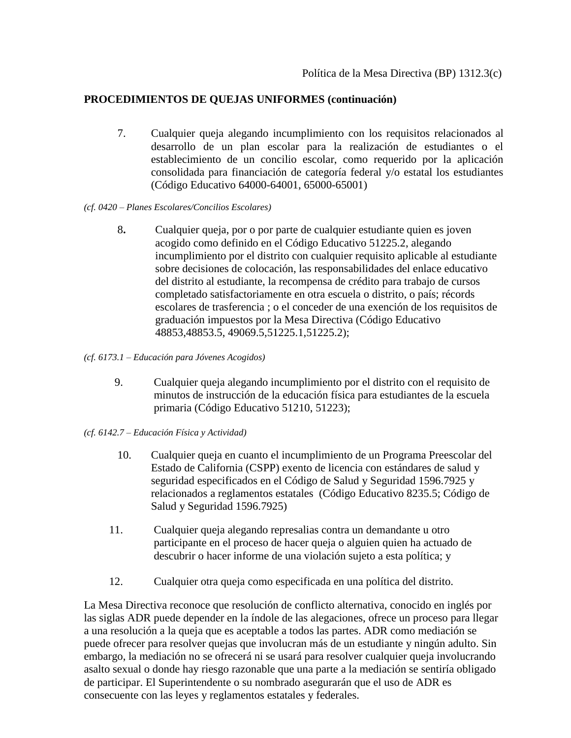Política de la Mesa Directiva (BP) 1312.3(c)

**PROCEDIMIENTOS DE QUEJAS UNIFORMES (continuación)**

7. Cualquier queja alegando incumplimiento con los requisitos relacionados al desarrollo de un plan escolar para la realización de estudiantes o el establecimiento de un concilio escolar, como requerido por la aplicación consolidada para financiación de categoría federal y/o estatal los estudiantes (Código Educativo 64000-64001, 65000-65001)

*(cf. 0420 – Planes Escolares/Concilios Escolares)*

8. Cualquier queja, por o por parte de cualquier estudiante quien es joven acogido como definido en el Código Educativo 51225.2, alegando incumplimiento por el distrito con cualquier requisito aplicable al estudiante sobre decisiones de colocación, las responsabilidades del enlace educativo del distrito al estudiante, la recompensa de crédito para trabajo de cursos completado satisfactoriamente en otra escuela o distrito, o país; récords escolares de trasferencia ; o el conceder de una exención de los requisitos de graduación impuestos por la Mesa Directiva (Código Educativo 48853,48853.5, 49069.5,51225.1,51225.2);

*(cf. 6173.1 – Educación para Jóvenes Acogidos)*

9. Cualquier queja alegando incumplimiento por el distrito con el requisito de minutos de instrucción de la educación física para estudiantes de la escuela primaria (Código Educativo 51210, 51223);

*(cf. 6142.7 – Educación Física y Actividad)*

10. Cualquier queja en cuanto el incumplimiento de un Programa Preescolar del Estado de California (CSPP) exento de licencia con estándares de salud y seguridad especificados en el Código de Salud y Seguridad 1596.7925 y relacionados a reglamentos estatales (Código Educativo 8235.5; Código de Salud y Seguridad 1596.7925)

11. Cualquier queja alegando represalias contra un demandante u otro participante en el proceso de hacer queja o alguien quien ha actuado de descubrir o hacer informe de una violación sujeto a esta política; y

12. Cualquier otra queja como especificada en una política del distrito.

La Mesa Directiva reconoce que resolución de conflicto alternativa, conocido en inglés por las siglas ADR puede depender en la índole de las alegaciones, ofrece un proceso para llegar a una resolución a la queja que es aceptable a todos las partes. ADR como mediación se puede ofrecer para resolver quejas que involucran más de un estudiante y ningún adulto. Sin embargo, la mediación no se ofrecerá ni se usará para resolver cualquier queja involucrando asalto sexual o donde hay riesgo razonable que una parte a la mediación se sentiría obligado de participar. El Superintendente o su nombrado asegurarán que el uso de ADR es consecuente con las leyes y reglamentos estatales y federales.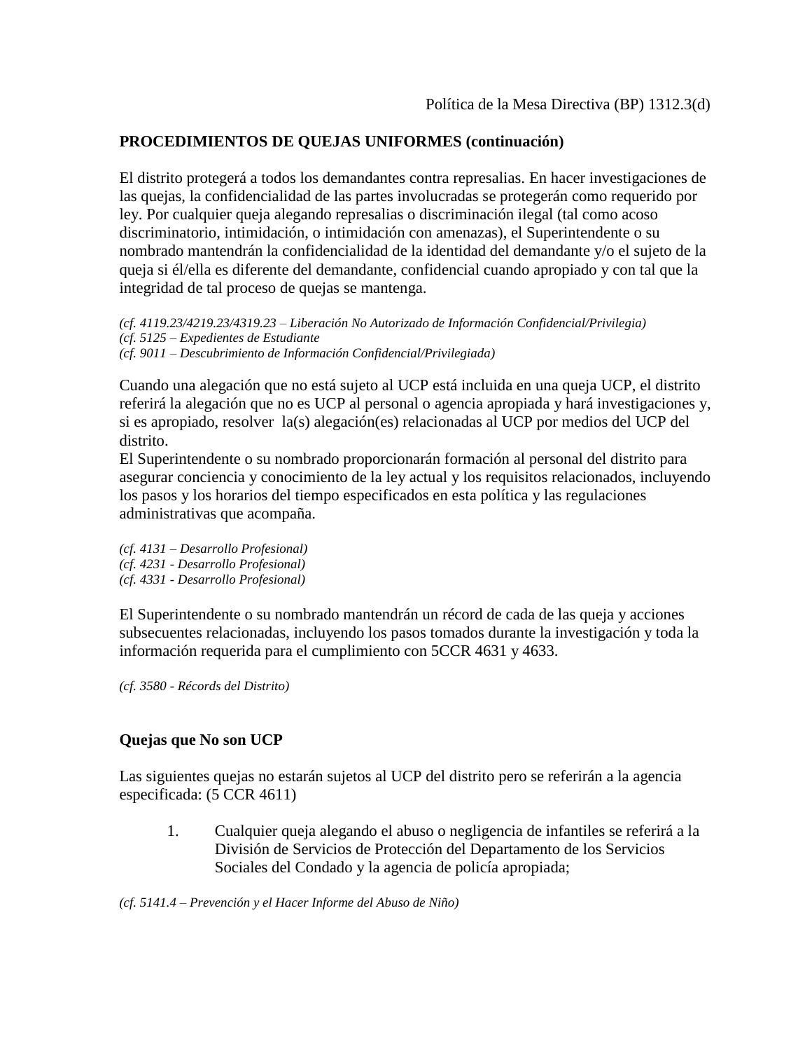Política de la Mesa Directiva (BP) 1312.3(d)

**PROCEDIMIENTOS DE QUEJAS UNIFORMES (continuación)**

El distrito protegerá a todos los demandantes contra represalias. En hacer investigaciones de las quejas, la confidencialidad de las partes involucradas se protegerán como requerido por ley. Por cualquier queja alegando represalias o discriminación ilegal (tal como acoso discriminatorio, intimidación, o intimidación con amenazas), el Superintendente o su nombrado mantendrán la confidencialidad de la identidad del demandante y/o el sujeto de la queja si él/ella es diferente del demandante, confidencial cuando apropiado y con tal que la integridad de tal proceso de quejas se mantenga.

*(cf. 4119.23/4219.23/4319.23 – Liberación No Autorizado de Información Confidencial/Privilegia)*
*(cf. 5125 – Expedientes de Estudiante*
*(cf. 9011 – Descubrimiento de Información Confidencial/Privilegiada)*

Cuando una alegación que no está sujeto al UCP está incluida en una queja UCP, el distrito referirá la alegación que no es UCP al personal o agencia apropiada y hará investigaciones y, si es apropiado, resolver la(s) alegación(es) relacionadas al UCP por medios del UCP del distrito.
El Superintendente o su nombrado proporcionarán formación al personal del distrito para asegurar conciencia y conocimiento de la ley actual y los requisitos relacionados, incluyendo los pasos y los horarios del tiempo especificados en esta política y las regulaciones administrativas que acompaña.

*(cf. 4131 – Desarrollo Profesional)*
*(cf. 4231 - Desarrollo Profesional)*
*(cf. 4331 - Desarrollo Profesional)*

El Superintendente o su nombrado mantendrán un récord de cada de las queja y acciones subsecuentes relacionadas, incluyendo los pasos tomados durante la investigación y toda la información requerida para el cumplimiento con 5CCR 4631 y 4633.

*(cf. 3580 - Récords del Distrito)*

**Quejas que No son UCP**

Las siguientes quejas no estarán sujetos al UCP del distrito pero se referirán a la agencia especificada: (5 CCR 4611)

1. Cualquier queja alegando el abuso o negligencia de infantiles se referirá a la División de Servicios de Protección del Departamento de los Servicios Sociales del Condado y la agencia de policía apropiada;

*(cf. 5141.4 – Prevención y el Hacer Informe del Abuso de Niño)*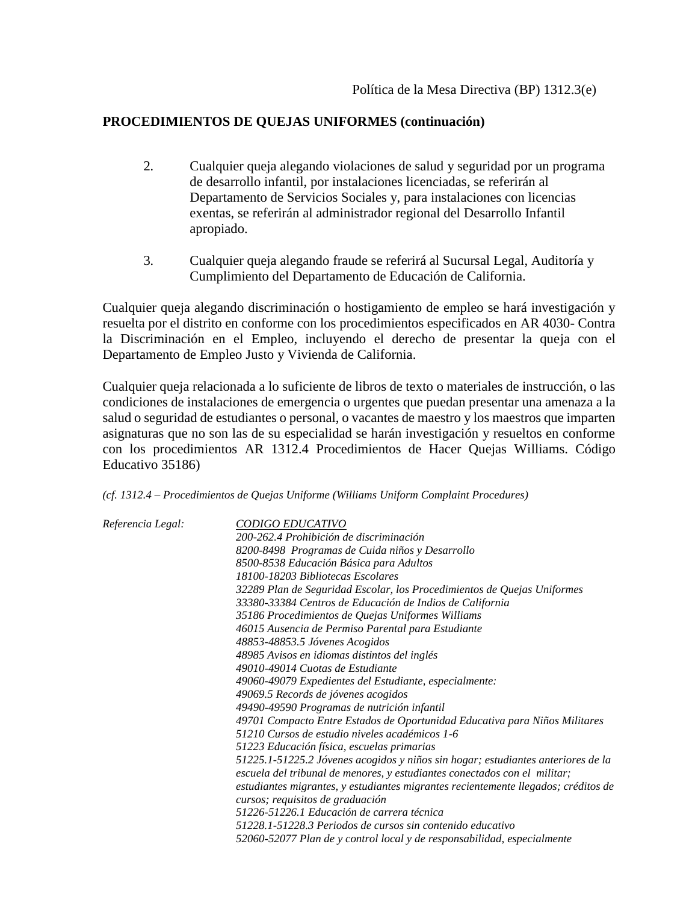Política de la Mesa Directiva (BP) 1312.3(e)

**PROCEDIMIENTOS DE QUEJAS UNIFORMES (continuación)**

2. Cualquier queja alegando violaciones de salud y seguridad por un programa de desarrollo infantil, por instalaciones licenciadas, se referirán al Departamento de Servicios Sociales y, para instalaciones con licencias exentas, se referirán al administrador regional del Desarrollo Infantil apropiado.

3. Cualquier queja alegando fraude se referirá al Sucursal Legal, Auditoría y Cumplimiento del Departamento de Educación de California.

Cualquier queja alegando discriminación o hostigamiento de empleo se hará investigación y resuelta por el distrito en conforme con los procedimientos especificados en AR 4030- Contra la Discriminación en el Empleo, incluyendo el derecho de presentar la queja con el Departamento de Empleo Justo y Vivienda de California.

Cualquier queja relacionada a lo suficiente de libros de texto o materiales de instrucción, o las condiciones de instalaciones de emergencia o urgentes que puedan presentar una amenaza a la salud o seguridad de estudiantes o personal, o vacantes de maestro y los maestros que imparten asignaturas que no son las de su especialidad se harán investigación y resueltos en conforme con los procedimientos AR 1312.4 Procedimientos de Hacer Quejas Williams. Código Educativo 35186)

*(cf. 1312.4 – Procedimientos de Quejas Uniforme (Williams Uniform Complaint Procedures)*

*Referencia Legal:*

*CODIGO EDUCATIVO*
*200-262.4 Prohibición de discriminación*
*8200-8498 Programas de Cuida niños y Desarrollo*
*8500-8538 Educación Básica para Adultos*
*18100-18203 Bibliotecas Escolares*
*32289 Plan de Seguridad Escolar, los Procedimientos de Quejas Uniformes*
*33380-33384 Centros de Educación de Indios de California*
*35186 Procedimientos de Quejas Uniformes Williams*
*46015 Ausencia de Permiso Parental para Estudiante*
*48853-48853.5 Jóvenes Acogidos*
*48985 Avisos en idiomas distintos del inglés*
*49010-49014 Cuotas de Estudiante*
*49060-49079 Expedientes del Estudiante, especialmente:*
*49069.5 Records de jóvenes acogidos*
*49490-49590 Programas de nutrición infantil*
*49701 Compacto Entre Estados de Oportunidad Educativa para Niños Militares*
*51210 Cursos de estudio niveles académicos 1-6*
*51223 Educación física, escuelas primarias*
*51225.1-51225.2 Jóvenes acogidos y niños sin hogar; estudiantes anteriores de la escuela del tribunal de menores, y estudiantes conectados con el militar; estudiantes migrantes, y estudiantes migrantes recientemente llegados; créditos de cursos; requisitos de graduación*
*51226-51226.1 Educación de carrera técnica*
*51228.1-51228.3 Periodos de cursos sin contenido educativo*
*52060-52077 Plan de y control local y de responsabilidad, especialmente*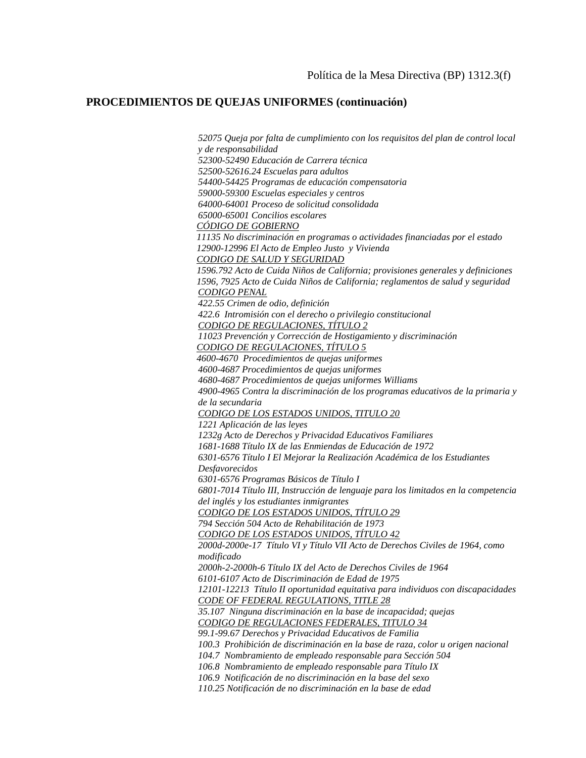Política de la Mesa Directiva (BP) 1312.3(f)

**PROCEDIMIENTOS DE QUEJAS UNIFORMES (continuación)**

*52075 Queja por falta de cumplimiento con los requisitos del plan de control local y de responsabilidad*
*52300-52490 Educación de Carrera técnica*
*52500-52616.24 Escuelas para adultos*
*54400-54425 Programas de educación compensatoria*
*59000-59300 Escuelas especiales y centros*
*64000-64001 Proceso de solicitud consolidada*
*65000-65001 Concilios escolares*
<u>*CÓDIGO DE GOBIERNO*</u>
*11135 No discriminación en programas o actividades financiadas por el estado*
*12900-12996 El Acto de Empleo Justo y Vivienda*
<u>*CODIGO DE SALUD Y SEGURIDAD*</u>
*1596.792 Acto de Cuida Niños de California; provisiones generales y definiciones*
*1596, 7925 Acto de Cuida Niños de California; reglamentos de salud y seguridad*
<u>*CODIGO PENAL*</u>
*422.55 Crimen de odio, definición*
*422.6 Intromisión con el derecho o privilegio constitucional*
<u>*CODIGO DE REGULACIONES, TÍTULO 2*</u>
*11023 Prevención y Corrección de Hostigamiento y discriminación*
<u>*CODIGO DE REGULACIONES, TÍTULO 5*</u>
*4600-4670 Procedimientos de quejas uniformes*
*4600-4687 Procedimientos de quejas uniformes*
*4680-4687 Procedimientos de quejas uniformes Williams*
*4900-4965 Contra la discriminación de los programas educativos de la primaria y de la secundaria*
<u>*CODIGO DE LOS ESTADOS UNIDOS, TITULO 20*</u>
*1221 Aplicación de las leyes*
*1232g Acto de Derechos y Privacidad Educativos Familiares*
*1681-1688 Título IX de las Enmiendas de Educación de 1972*
*6301-6576 Título I El Mejorar la Realización Académica de los Estudiantes Desfavorecidos*
*6301-6576 Programas Básicos de Título I*
*6801-7014 Título III, Instrucción de lenguaje para los limitados en la competencia del inglés y los estudiantes inmigrantes*
<u>*CODIGO DE LOS ESTADOS UNIDOS, TÍTULO 29*</u>
*794 Sección 504 Acto de Rehabilitación de 1973*
<u>*CODIGO DE LOS ESTADOS UNIDOS, TÍTULO 42*</u>
*2000d-2000e-17 Título VI y Título VII Acto de Derechos Civiles de 1964, como modificado*
*2000h-2-2000h-6 Título IX del Acto de Derechos Civiles de 1964*
*6101-6107 Acto de Discriminación de Edad de 1975*
*12101-12213 Título II oportunidad equitativa para individuos con discapacidades*
<u>*CODE OF FEDERAL REGULATIONS, TITLE 28*</u>
*35.107 Ninguna discriminación en la base de incapacidad; quejas*
<u>*CODIGO DE REGULACIONES FEDERALES, TITULO 34*</u>
*99.1-99.67 Derechos y Privacidad Educativos de Familia*
*100.3 Prohibición de discriminación en la base de raza, color u origen nacional*
*104.7 Nombramiento de empleado responsable para Sección 504*
*106.8 Nombramiento de empleado responsable para Título IX*
*106.9 Notificación de no discriminación en la base del sexo*
*110.25 Notificación de no discriminación en la base de edad*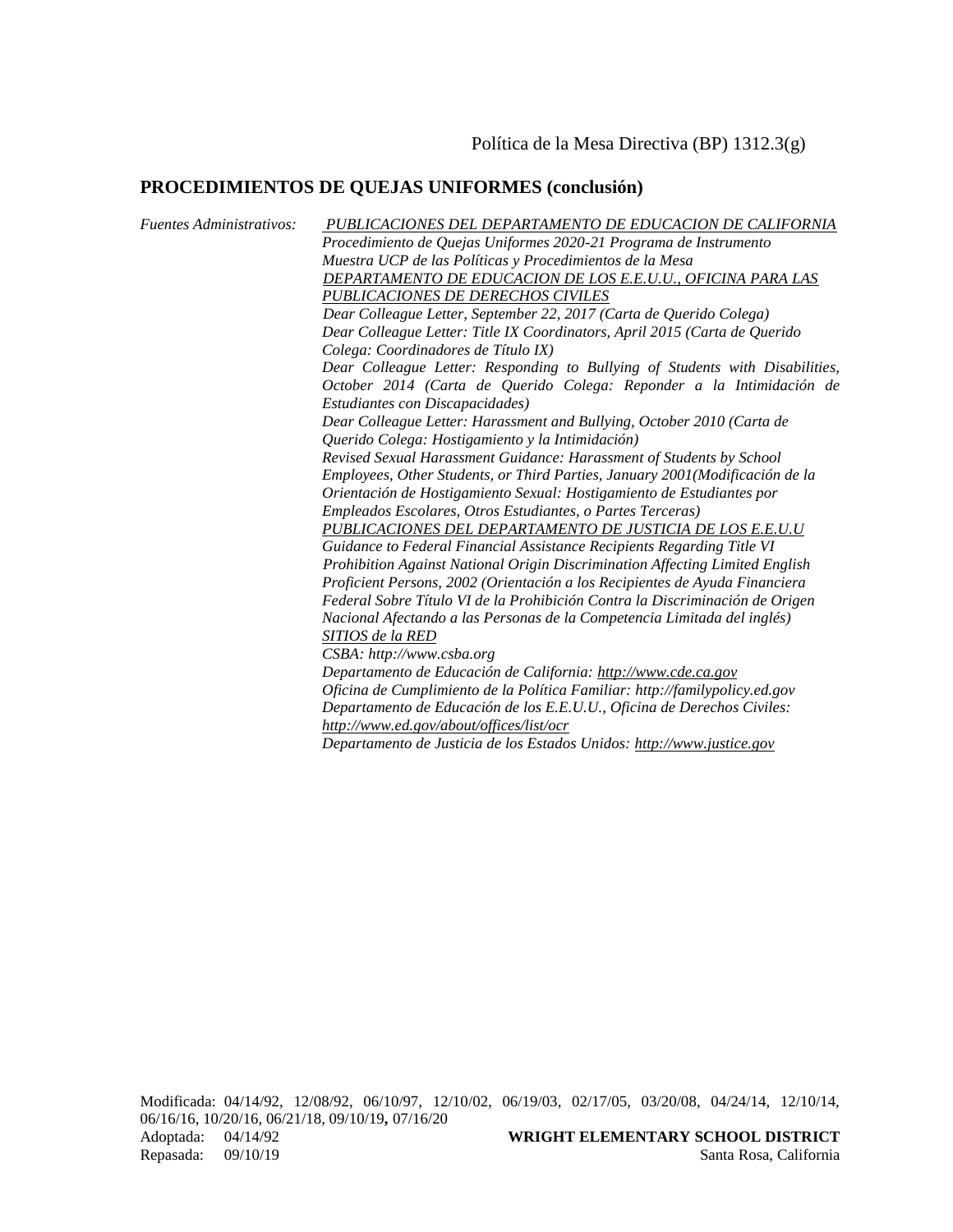Política de la Mesa Directiva (BP) 1312.3(g)

**PROCEDIMIENTOS DE QUEJAS UNIFORMES (conclusión)**

*Fuentes Administrativos:*

*PUBLICACIONES DEL DEPARTAMENTO DE EDUCACION DE CALIFORNIA*
*Procedimiento de Quejas Uniformes 2020-21 Programa de Instrumento*
*Muestra UCP de las Políticas y Procedimientos de la Mesa*

*DEPARTAMENTO DE EDUCACION DE LOS E.E.U.U., OFICINA PARA LAS PUBLICACIONES DE DERECHOS CIVILES*
*Dear Colleague Letter, September 22, 2017 (Carta de Querido Colega)*
*Dear Colleague Letter: Title IX Coordinators, April 2015 (Carta de Querido Colega: Coordinadores de Título IX)*
*Dear Colleague Letter: Responding to Bullying of Students with Disabilities, October 2014 (Carta de Querido Colega: Reponder a la Intimidación de Estudiantes con Discapacidades)*
*Dear Colleague Letter: Harassment and Bullying, October 2010 (Carta de Querido Colega: Hostigamiento y la Intimidación)*
*Revised Sexual Harassment Guidance: Harassment of Students by School Employees, Other Students, or Third Parties, January 2001(Modificación de la Orientación de Hostigamiento Sexual: Hostigamiento de Estudiantes por Empleados Escolares, Otros Estudiantes, o Partes Terceras)*

*PUBLICACIONES DEL DEPARTAMENTO DE JUSTICIA DE LOS E.E.U.U*
*Guidance to Federal Financial Assistance Recipients Regarding Title VI Prohibition Against National Origin Discrimination Affecting Limited English Proficient Persons, 2002 (Orientación a los Recipientes de Ayuda Financiera Federal Sobre Título VI de la Prohibición Contra la Discriminación de Origen Nacional Afectando a las Personas de la Competencia Limitada del inglés)*

*SITIOS de la RED*
*CSBA: http://www.csba.org*
*Departamento de Educación de California: http://www.cde.ca.gov*
*Oficina de Cumplimiento de la Política Familiar: http://familypolicy.ed.gov*
*Departamento de Educación de los E.E.U.U., Oficina de Derechos Civiles: http://www.ed.gov/about/offices/list/ocr*
*Departamento de Justicia de los Estados Unidos: http://www.justice.gov*

Modificada: 04/14/92, 12/08/92, 06/10/97, 12/10/02, 06/19/03, 02/17/05, 03/20/08, 04/24/14, 12/10/14, 06/16/16, 10/20/16, 06/21/18, 09/10/19**,** 07/16/20
Adoptada: 04/14/92
Repasada: 09/10/19

**WRIGHT ELEMENTARY SCHOOL DISTRICT**
Santa Rosa, California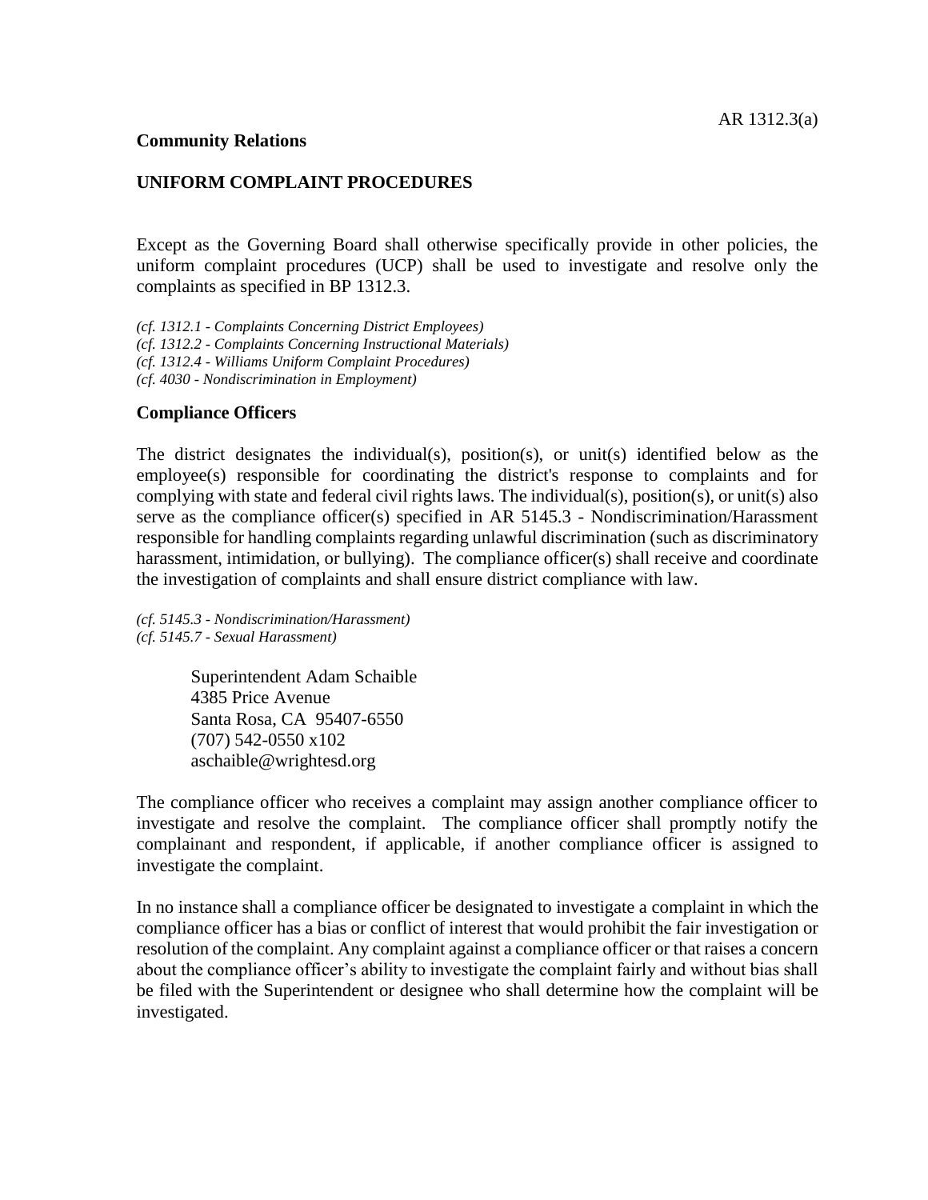**Community Relations**

## UNIFORM COMPLAINT PROCEDURES

Except as the Governing Board shall otherwise specifically provide in other policies, the uniform complaint procedures (UCP) shall be used to investigate and resolve only the complaints as specified in BP 1312.3.

*(cf. 1312.1 - Complaints Concerning District Employees)*
*(cf. 1312.2 - Complaints Concerning Instructional Materials)*
*(cf. 1312.4 - Williams Uniform Complaint Procedures)*
*(cf. 4030 - Nondiscrimination in Employment)*

### Compliance Officers

The district designates the individual(s), position(s), or unit(s) identified below as the employee(s) responsible for coordinating the district's response to complaints and for complying with state and federal civil rights laws. The individual(s), position(s), or unit(s) also serve as the compliance officer(s) specified in AR 5145.3 - Nondiscrimination/Harassment responsible for handling complaints regarding unlawful discrimination (such as discriminatory harassment, intimidation, or bullying). The compliance officer(s) shall receive and coordinate the investigation of complaints and shall ensure district compliance with law.

*(cf. 5145.3 - Nondiscrimination/Harassment)*
*(cf. 5145.7 - Sexual Harassment)*

Superintendent Adam Schaible
4385 Price Avenue
Santa Rosa, CA 95407-6550
(707) 542-0550 x102
aschaible@wrightesd.org

The compliance officer who receives a complaint may assign another compliance officer to investigate and resolve the complaint. The compliance officer shall promptly notify the complainant and respondent, if applicable, if another compliance officer is assigned to investigate the complaint.

In no instance shall a compliance officer be designated to investigate a complaint in which the compliance officer has a bias or conflict of interest that would prohibit the fair investigation or resolution of the complaint. Any complaint against a compliance officer or that raises a concern about the compliance officer's ability to investigate the complaint fairly and without bias shall be filed with the Superintendent or designee who shall determine how the complaint will be investigated.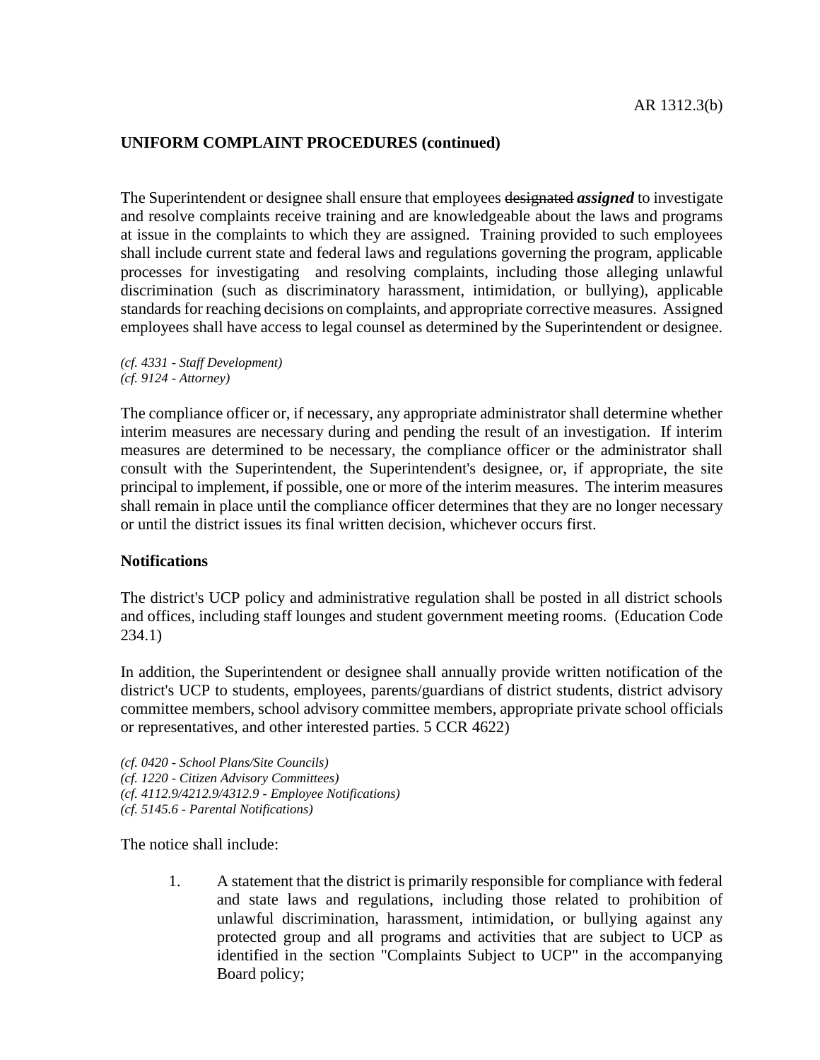## UNIFORM COMPLAINT PROCEDURES (continued)

The Superintendent or designee shall ensure that employees ~~designated~~ ***assigned*** to investigate and resolve complaints receive training and are knowledgeable about the laws and programs at issue in the complaints to which they are assigned. Training provided to such employees shall include current state and federal laws and regulations governing the program, applicable processes for investigating and resolving complaints, including those alleging unlawful discrimination (such as discriminatory harassment, intimidation, or bullying), applicable standards for reaching decisions on complaints, and appropriate corrective measures. Assigned employees shall have access to legal counsel as determined by the Superintendent or designee.

*(cf. 4331 - Staff Development)*
*(cf. 9124 - Attorney)*

The compliance officer or, if necessary, any appropriate administrator shall determine whether interim measures are necessary during and pending the result of an investigation. If interim measures are determined to be necessary, the compliance officer or the administrator shall consult with the Superintendent, the Superintendent's designee, or, if appropriate, the site principal to implement, if possible, one or more of the interim measures. The interim measures shall remain in place until the compliance officer determines that they are no longer necessary or until the district issues its final written decision, whichever occurs first.

### Notifications

The district's UCP policy and administrative regulation shall be posted in all district schools and offices, including staff lounges and student government meeting rooms. (Education Code 234.1)

In addition, the Superintendent or designee shall annually provide written notification of the district's UCP to students, employees, parents/guardians of district students, district advisory committee members, school advisory committee members, appropriate private school officials or representatives, and other interested parties. 5 CCR 4622)

*(cf. 0420 - School Plans/Site Councils)*
*(cf. 1220 - Citizen Advisory Committees)*
*(cf. 4112.9/4212.9/4312.9 - Employee Notifications)*
*(cf. 5145.6 - Parental Notifications)*

The notice shall include:

1. A statement that the district is primarily responsible for compliance with federal and state laws and regulations, including those related to prohibition of unlawful discrimination, harassment, intimidation, or bullying against any protected group and all programs and activities that are subject to UCP as identified in the section "Complaints Subject to UCP" in the accompanying Board policy;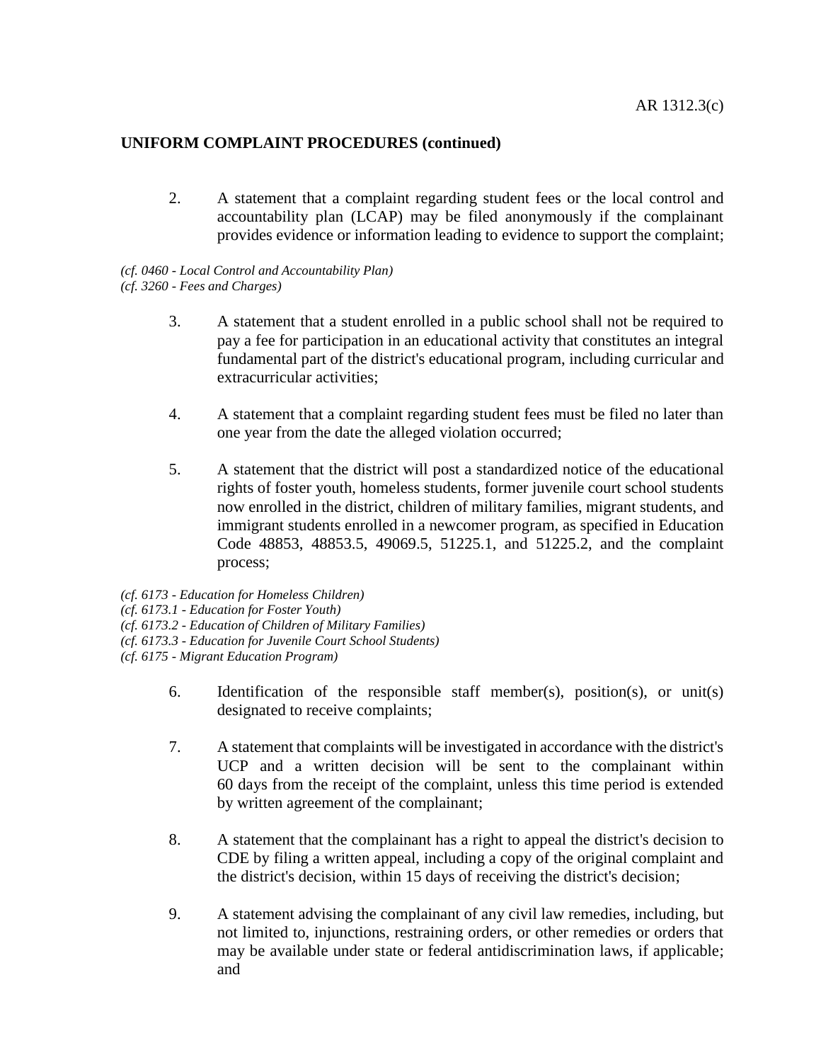**UNIFORM COMPLAINT PROCEDURES (continued)**

2. A statement that a complaint regarding student fees or the local control and accountability plan (LCAP) may be filed anonymously if the complainant provides evidence or information leading to evidence to support the complaint;

*(cf. 0460 - Local Control and Accountability Plan)*
*(cf. 3260 - Fees and Charges)*

3. A statement that a student enrolled in a public school shall not be required to pay a fee for participation in an educational activity that constitutes an integral fundamental part of the district's educational program, including curricular and extracurricular activities;

4. A statement that a complaint regarding student fees must be filed no later than one year from the date the alleged violation occurred;

5. A statement that the district will post a standardized notice of the educational rights of foster youth, homeless students, former juvenile court school students now enrolled in the district, children of military families, migrant students, and immigrant students enrolled in a newcomer program, as specified in Education Code 48853, 48853.5, 49069.5, 51225.1, and 51225.2, and the complaint process;

*(cf. 6173 - Education for Homeless Children)*
*(cf. 6173.1 - Education for Foster Youth)*
*(cf. 6173.2 - Education of Children of Military Families)*
*(cf. 6173.3 - Education for Juvenile Court School Students)*
*(cf. 6175 - Migrant Education Program)*

6. Identification of the responsible staff member(s), position(s), or unit(s) designated to receive complaints;

7. A statement that complaints will be investigated in accordance with the district's UCP and a written decision will be sent to the complainant within 60 days from the receipt of the complaint, unless this time period is extended by written agreement of the complainant;

8. A statement that the complainant has a right to appeal the district's decision to CDE by filing a written appeal, including a copy of the original complaint and the district's decision, within 15 days of receiving the district's decision;

9. A statement advising the complainant of any civil law remedies, including, but not limited to, injunctions, restraining orders, or other remedies or orders that may be available under state or federal antidiscrimination laws, if applicable; and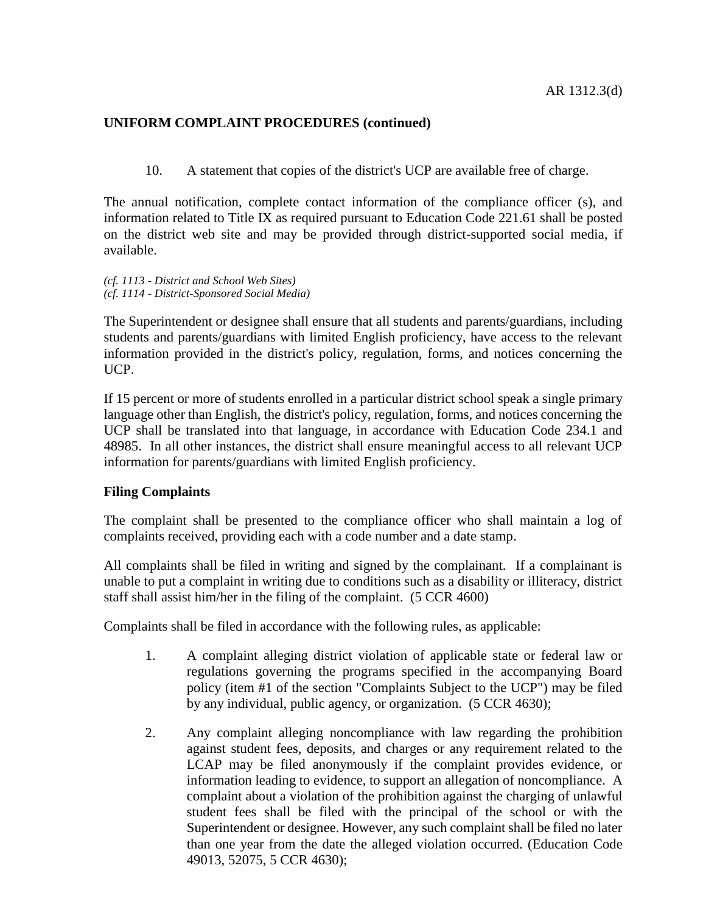**UNIFORM COMPLAINT PROCEDURES (continued)**

10. A statement that copies of the district's UCP are available free of charge.

The annual notification, complete contact information of the compliance officer (s), and information related to Title IX as required pursuant to Education Code 221.61 shall be posted on the district web site and may be provided through district-supported social media, if available.

*(cf. 1113 - District and School Web Sites)*
*(cf. 1114 - District-Sponsored Social Media)*

The Superintendent or designee shall ensure that all students and parents/guardians, including students and parents/guardians with limited English proficiency, have access to the relevant information provided in the district's policy, regulation, forms, and notices concerning the UCP.

If 15 percent or more of students enrolled in a particular district school speak a single primary language other than English, the district's policy, regulation, forms, and notices concerning the UCP shall be translated into that language, in accordance with Education Code 234.1 and 48985. In all other instances, the district shall ensure meaningful access to all relevant UCP information for parents/guardians with limited English proficiency.

**Filing Complaints**

The complaint shall be presented to the compliance officer who shall maintain a log of complaints received, providing each with a code number and a date stamp.

All complaints shall be filed in writing and signed by the complainant. If a complainant is unable to put a complaint in writing due to conditions such as a disability or illiteracy, district staff shall assist him/her in the filing of the complaint. (5 CCR 4600)

Complaints shall be filed in accordance with the following rules, as applicable:

1. A complaint alleging district violation of applicable state or federal law or regulations governing the programs specified in the accompanying Board policy (item #1 of the section "Complaints Subject to the UCP") may be filed by any individual, public agency, or organization. (5 CCR 4630);

2. Any complaint alleging noncompliance with law regarding the prohibition against student fees, deposits, and charges or any requirement related to the LCAP may be filed anonymously if the complaint provides evidence, or information leading to evidence, to support an allegation of noncompliance. A complaint about a violation of the prohibition against the charging of unlawful student fees shall be filed with the principal of the school or with the Superintendent or designee. However, any such complaint shall be filed no later than one year from the date the alleged violation occurred. (Education Code 49013, 52075, 5 CCR 4630);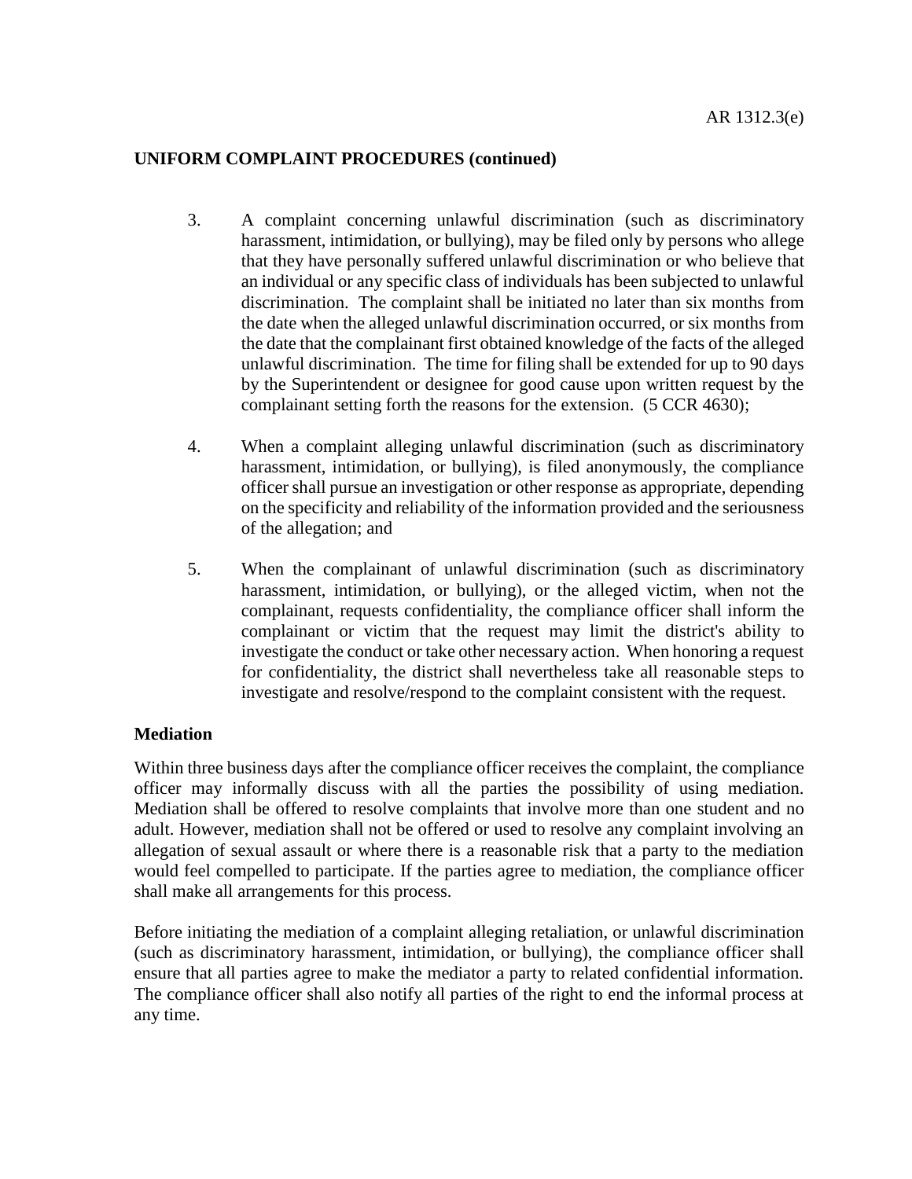**UNIFORM COMPLAINT PROCEDURES (continued)**

3. A complaint concerning unlawful discrimination (such as discriminatory harassment, intimidation, or bullying), may be filed only by persons who allege that they have personally suffered unlawful discrimination or who believe that an individual or any specific class of individuals has been subjected to unlawful discrimination. The complaint shall be initiated no later than six months from the date when the alleged unlawful discrimination occurred, or six months from the date that the complainant first obtained knowledge of the facts of the alleged unlawful discrimination. The time for filing shall be extended for up to 90 days by the Superintendent or designee for good cause upon written request by the complainant setting forth the reasons for the extension. (5 CCR 4630);

4. When a complaint alleging unlawful discrimination (such as discriminatory harassment, intimidation, or bullying), is filed anonymously, the compliance officer shall pursue an investigation or other response as appropriate, depending on the specificity and reliability of the information provided and the seriousness of the allegation; and

5. When the complainant of unlawful discrimination (such as discriminatory harassment, intimidation, or bullying), or the alleged victim, when not the complainant, requests confidentiality, the compliance officer shall inform the complainant or victim that the request may limit the district's ability to investigate the conduct or take other necessary action. When honoring a request for confidentiality, the district shall nevertheless take all reasonable steps to investigate and resolve/respond to the complaint consistent with the request.

**Mediation**

Within three business days after the compliance officer receives the complaint, the compliance officer may informally discuss with all the parties the possibility of using mediation. Mediation shall be offered to resolve complaints that involve more than one student and no adult. However, mediation shall not be offered or used to resolve any complaint involving an allegation of sexual assault or where there is a reasonable risk that a party to the mediation would feel compelled to participate. If the parties agree to mediation, the compliance officer shall make all arrangements for this process.

Before initiating the mediation of a complaint alleging retaliation, or unlawful discrimination (such as discriminatory harassment, intimidation, or bullying), the compliance officer shall ensure that all parties agree to make the mediator a party to related confidential information. The compliance officer shall also notify all parties of the right to end the informal process at any time.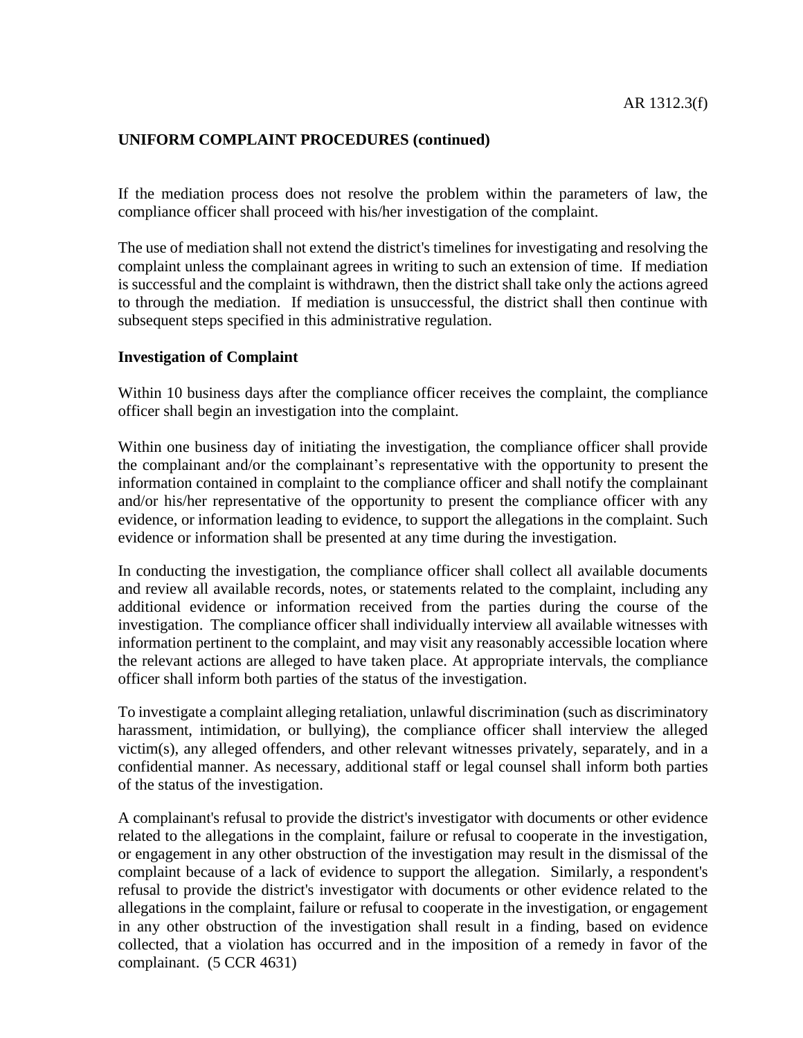**UNIFORM COMPLAINT PROCEDURES (continued)**

If the mediation process does not resolve the problem within the parameters of law, the compliance officer shall proceed with his/her investigation of the complaint.

The use of mediation shall not extend the district's timelines for investigating and resolving the complaint unless the complainant agrees in writing to such an extension of time. If mediation is successful and the complaint is withdrawn, then the district shall take only the actions agreed to through the mediation. If mediation is unsuccessful, the district shall then continue with subsequent steps specified in this administrative regulation.

**Investigation of Complaint**

Within 10 business days after the compliance officer receives the complaint, the compliance officer shall begin an investigation into the complaint.

Within one business day of initiating the investigation, the compliance officer shall provide the complainant and/or the complainant's representative with the opportunity to present the information contained in complaint to the compliance officer and shall notify the complainant and/or his/her representative of the opportunity to present the compliance officer with any evidence, or information leading to evidence, to support the allegations in the complaint. Such evidence or information shall be presented at any time during the investigation.

In conducting the investigation, the compliance officer shall collect all available documents and review all available records, notes, or statements related to the complaint, including any additional evidence or information received from the parties during the course of the investigation. The compliance officer shall individually interview all available witnesses with information pertinent to the complaint, and may visit any reasonably accessible location where the relevant actions are alleged to have taken place. At appropriate intervals, the compliance officer shall inform both parties of the status of the investigation.

To investigate a complaint alleging retaliation, unlawful discrimination (such as discriminatory harassment, intimidation, or bullying), the compliance officer shall interview the alleged victim(s), any alleged offenders, and other relevant witnesses privately, separately, and in a confidential manner. As necessary, additional staff or legal counsel shall inform both parties of the status of the investigation.

A complainant's refusal to provide the district's investigator with documents or other evidence related to the allegations in the complaint, failure or refusal to cooperate in the investigation, or engagement in any other obstruction of the investigation may result in the dismissal of the complaint because of a lack of evidence to support the allegation. Similarly, a respondent's refusal to provide the district's investigator with documents or other evidence related to the allegations in the complaint, failure or refusal to cooperate in the investigation, or engagement in any other obstruction of the investigation shall result in a finding, based on evidence collected, that a violation has occurred and in the imposition of a remedy in favor of the complainant. (5 CCR 4631)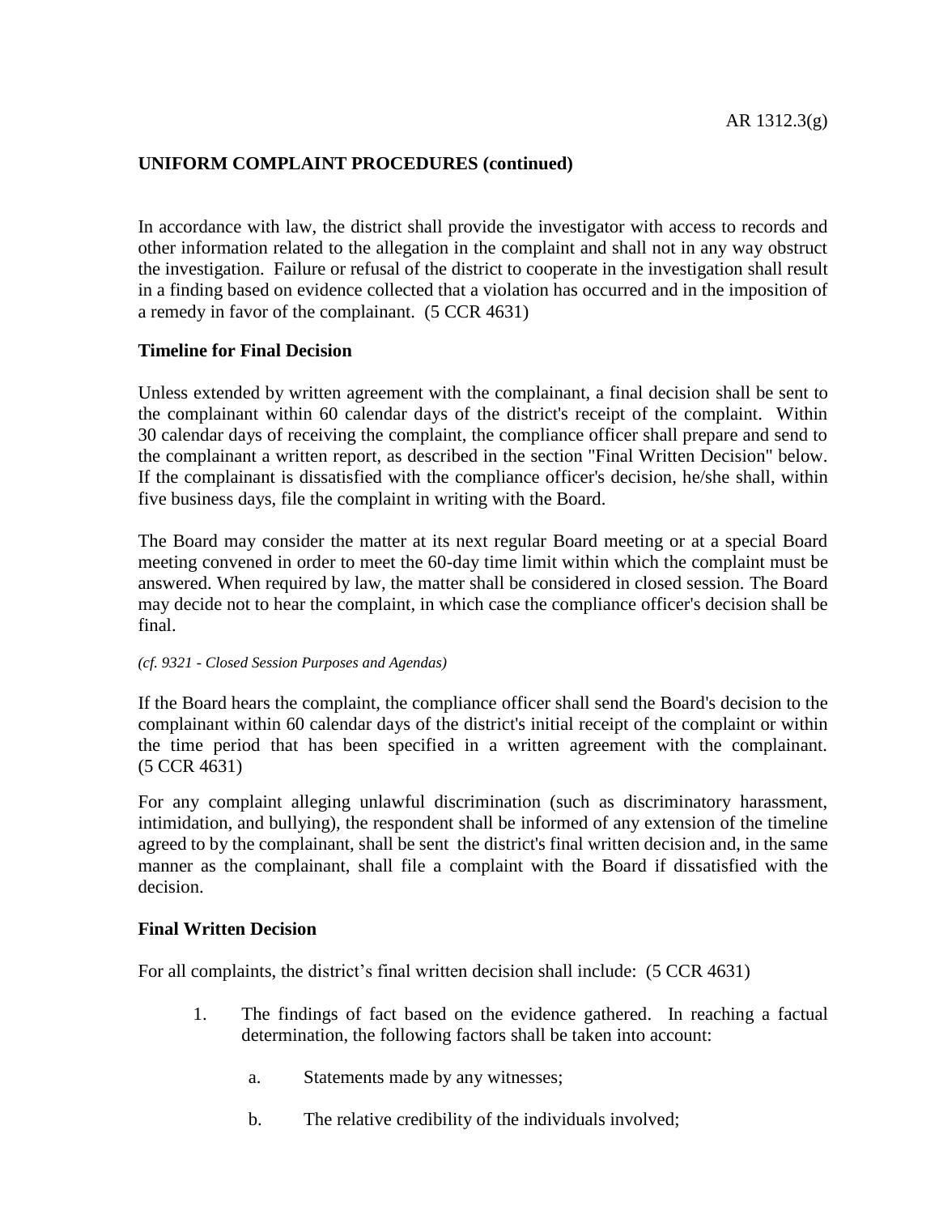**UNIFORM COMPLAINT PROCEDURES (continued)**

In accordance with law, the district shall provide the investigator with access to records and other information related to the allegation in the complaint and shall not in any way obstruct the investigation. Failure or refusal of the district to cooperate in the investigation shall result in a finding based on evidence collected that a violation has occurred and in the imposition of a remedy in favor of the complainant. (5 CCR 4631)

**Timeline for Final Decision**

Unless extended by written agreement with the complainant, a final decision shall be sent to the complainant within 60 calendar days of the district's receipt of the complaint. Within 30 calendar days of receiving the complaint, the compliance officer shall prepare and send to the complainant a written report, as described in the section "Final Written Decision" below. If the complainant is dissatisfied with the compliance officer's decision, he/she shall, within five business days, file the complaint in writing with the Board.

The Board may consider the matter at its next regular Board meeting or at a special Board meeting convened in order to meet the 60-day time limit within which the complaint must be answered. When required by law, the matter shall be considered in closed session. The Board may decide not to hear the complaint, in which case the compliance officer's decision shall be final.

*(cf. 9321 - Closed Session Purposes and Agendas)*

If the Board hears the complaint, the compliance officer shall send the Board's decision to the complainant within 60 calendar days of the district's initial receipt of the complaint or within the time period that has been specified in a written agreement with the complainant. (5 CCR 4631)

For any complaint alleging unlawful discrimination (such as discriminatory harassment, intimidation, and bullying), the respondent shall be informed of any extension of the timeline agreed to by the complainant, shall be sent the district's final written decision and, in the same manner as the complainant, shall file a complaint with the Board if dissatisfied with the decision.

**Final Written Decision**

For all complaints, the district's final written decision shall include: (5 CCR 4631)

1. The findings of fact based on the evidence gathered. In reaching a factual determination, the following factors shall be taken into account:

    a. Statements made by any witnesses;

    b. The relative credibility of the individuals involved;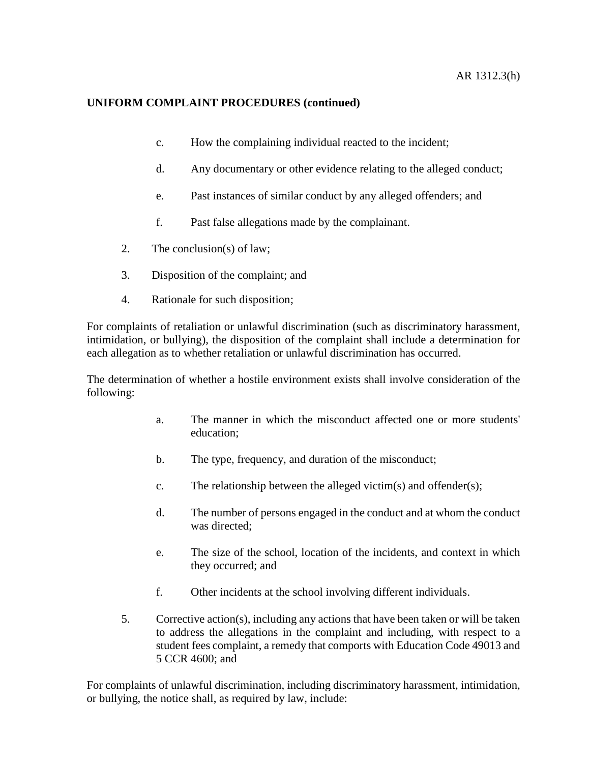**UNIFORM COMPLAINT PROCEDURES (continued)**

c. How the complaining individual reacted to the incident;

d. Any documentary or other evidence relating to the alleged conduct;

e. Past instances of similar conduct by any alleged offenders; and

f. Past false allegations made by the complainant.

2. The conclusion(s) of law;

3. Disposition of the complaint; and

4. Rationale for such disposition;

For complaints of retaliation or unlawful discrimination (such as discriminatory harassment, intimidation, or bullying), the disposition of the complaint shall include a determination for each allegation as to whether retaliation or unlawful discrimination has occurred.

The determination of whether a hostile environment exists shall involve consideration of the following:

a. The manner in which the misconduct affected one or more students' education;

b. The type, frequency, and duration of the misconduct;

c. The relationship between the alleged victim(s) and offender(s);

d. The number of persons engaged in the conduct and at whom the conduct was directed;

e. The size of the school, location of the incidents, and context in which they occurred; and

f. Other incidents at the school involving different individuals.

5. Corrective action(s), including any actions that have been taken or will be taken to address the allegations in the complaint and including, with respect to a student fees complaint, a remedy that comports with Education Code 49013 and 5 CCR 4600; and

For complaints of unlawful discrimination, including discriminatory harassment, intimidation, or bullying, the notice shall, as required by law, include: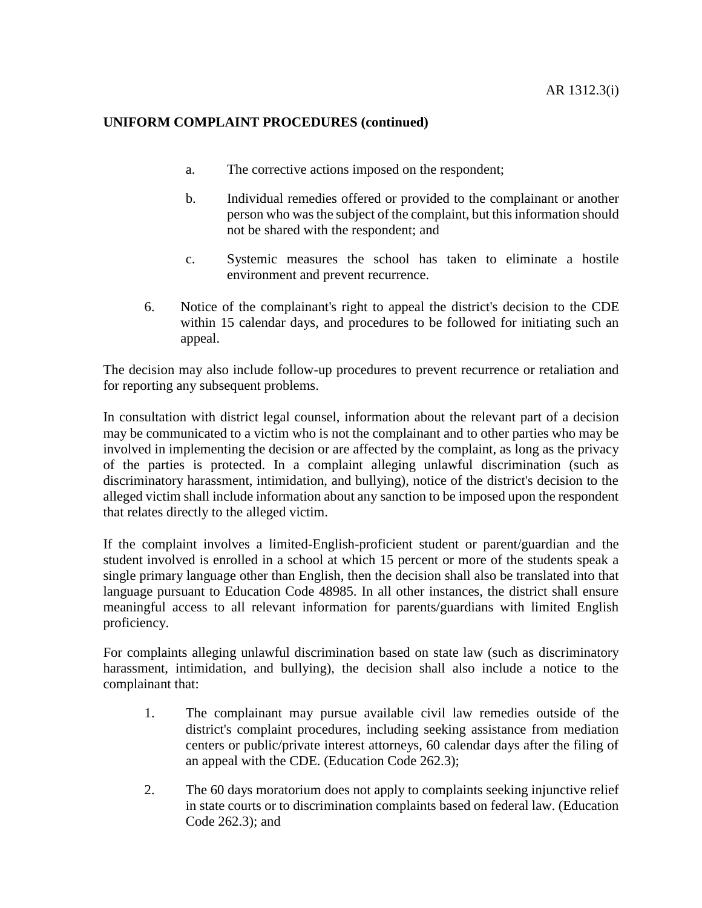**UNIFORM COMPLAINT PROCEDURES (continued)**

a. The corrective actions imposed on the respondent;

b. Individual remedies offered or provided to the complainant or another person who was the subject of the complaint, but this information should not be shared with the respondent; and

c. Systemic measures the school has taken to eliminate a hostile environment and prevent recurrence.

6. Notice of the complainant's right to appeal the district's decision to the CDE within 15 calendar days, and procedures to be followed for initiating such an appeal.

The decision may also include follow-up procedures to prevent recurrence or retaliation and for reporting any subsequent problems.

In consultation with district legal counsel, information about the relevant part of a decision may be communicated to a victim who is not the complainant and to other parties who may be involved in implementing the decision or are affected by the complaint, as long as the privacy of the parties is protected. In a complaint alleging unlawful discrimination (such as discriminatory harassment, intimidation, and bullying), notice of the district's decision to the alleged victim shall include information about any sanction to be imposed upon the respondent that relates directly to the alleged victim.

If the complaint involves a limited-English-proficient student or parent/guardian and the student involved is enrolled in a school at which 15 percent or more of the students speak a single primary language other than English, then the decision shall also be translated into that language pursuant to Education Code 48985. In all other instances, the district shall ensure meaningful access to all relevant information for parents/guardians with limited English proficiency.

For complaints alleging unlawful discrimination based on state law (such as discriminatory harassment, intimidation, and bullying), the decision shall also include a notice to the complainant that:

1. The complainant may pursue available civil law remedies outside of the district's complaint procedures, including seeking assistance from mediation centers or public/private interest attorneys, 60 calendar days after the filing of an appeal with the CDE. (Education Code 262.3);

2. The 60 days moratorium does not apply to complaints seeking injunctive relief in state courts or to discrimination complaints based on federal law. (Education Code 262.3); and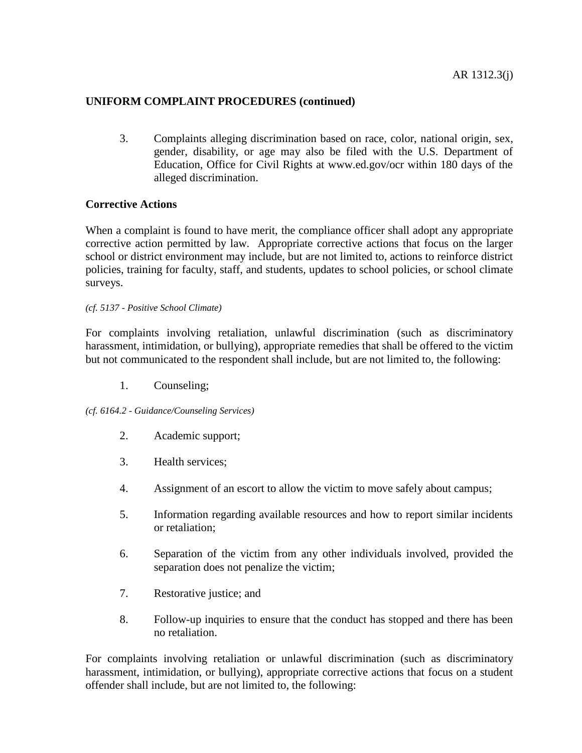3. Complaints alleging discrimination based on race, color, national origin, sex, gender, disability, or age may also be filed with the U.S. Department of Education, Office for Civil Rights at www.ed.gov/ocr within 180 days of the alleged discrimination.

**Corrective Actions**

When a complaint is found to have merit, the compliance officer shall adopt any appropriate corrective action permitted by law. Appropriate corrective actions that focus on the larger school or district environment may include, but are not limited to, actions to reinforce district policies, training for faculty, staff, and students, updates to school policies, or school climate surveys.

*(cf. 5137 - Positive School Climate)*

For complaints involving retaliation, unlawful discrimination (such as discriminatory harassment, intimidation, or bullying), appropriate remedies that shall be offered to the victim but not communicated to the respondent shall include, but are not limited to, the following:

1. Counseling;

*(cf. 6164.2 - Guidance/Counseling Services)*

2. Academic support;

3. Health services;

4. Assignment of an escort to allow the victim to move safely about campus;

5. Information regarding available resources and how to report similar incidents or retaliation;

6. Separation of the victim from any other individuals involved, provided the separation does not penalize the victim;

7. Restorative justice; and

8. Follow-up inquiries to ensure that the conduct has stopped and there has been no retaliation.

For complaints involving retaliation or unlawful discrimination (such as discriminatory harassment, intimidation, or bullying), appropriate corrective actions that focus on a student offender shall include, but are not limited to, the following: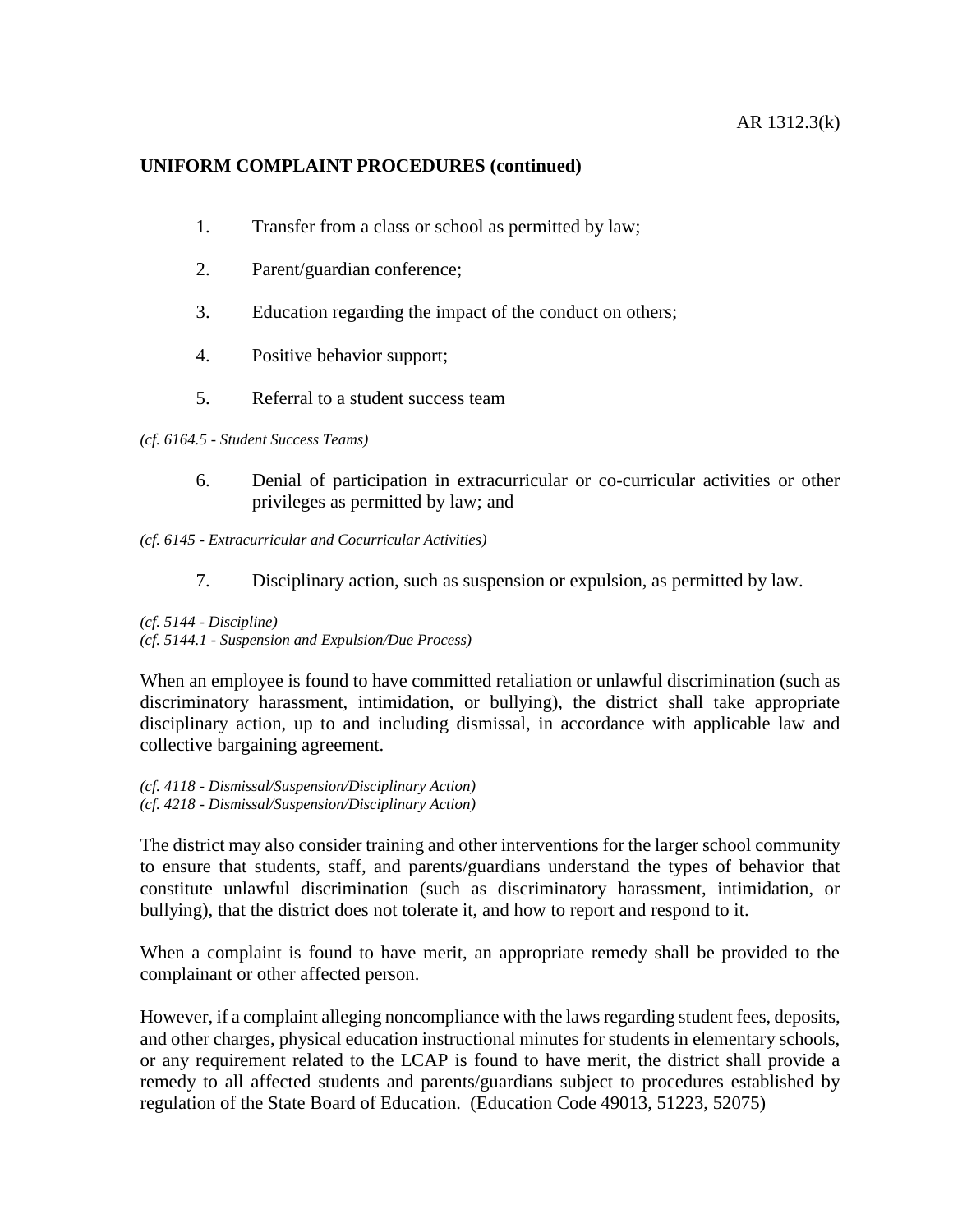## UNIFORM COMPLAINT PROCEDURES (continued)

1. Transfer from a class or school as permitted by law;

2. Parent/guardian conference;

3. Education regarding the impact of the conduct on others;

4. Positive behavior support;

5. Referral to a student success team

*(cf. 6164.5 - Student Success Teams)*

6. Denial of participation in extracurricular or co-curricular activities or other privileges as permitted by law; and

*(cf. 6145 - Extracurricular and Cocurricular Activities)*

7. Disciplinary action, such as suspension or expulsion, as permitted by law.

*(cf. 5144 - Discipline)*
*(cf. 5144.1 - Suspension and Expulsion/Due Process)*

When an employee is found to have committed retaliation or unlawful discrimination (such as discriminatory harassment, intimidation, or bullying), the district shall take appropriate disciplinary action, up to and including dismissal, in accordance with applicable law and collective bargaining agreement.

*(cf. 4118 - Dismissal/Suspension/Disciplinary Action)*
*(cf. 4218 - Dismissal/Suspension/Disciplinary Action)*

The district may also consider training and other interventions for the larger school community to ensure that students, staff, and parents/guardians understand the types of behavior that constitute unlawful discrimination (such as discriminatory harassment, intimidation, or bullying), that the district does not tolerate it, and how to report and respond to it.

When a complaint is found to have merit, an appropriate remedy shall be provided to the complainant or other affected person.

However, if a complaint alleging noncompliance with the laws regarding student fees, deposits, and other charges, physical education instructional minutes for students in elementary schools, or any requirement related to the LCAP is found to have merit, the district shall provide a remedy to all affected students and parents/guardians subject to procedures established by regulation of the State Board of Education. (Education Code 49013, 51223, 52075)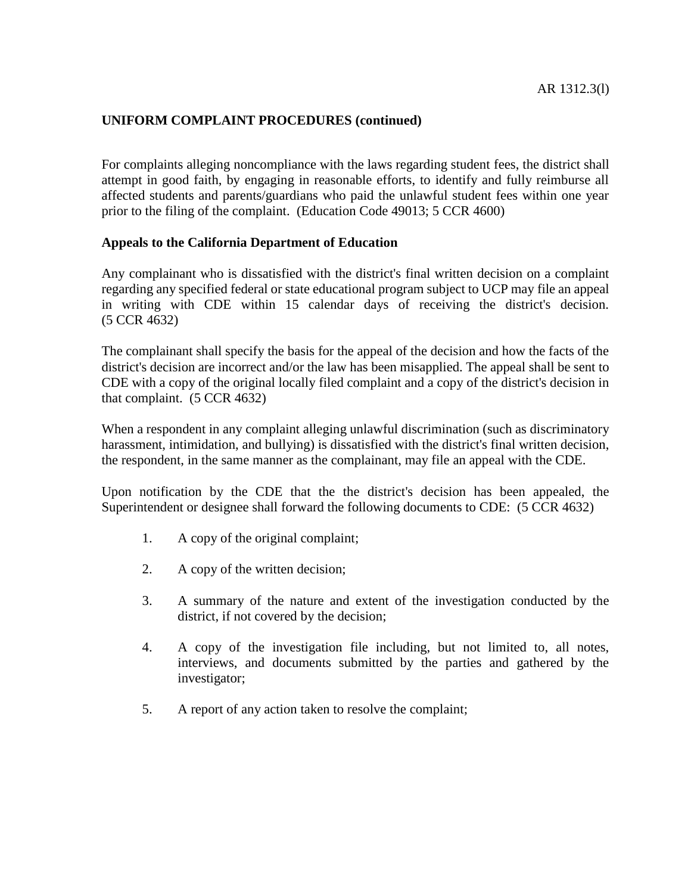**UNIFORM COMPLAINT PROCEDURES (continued)**

For complaints alleging noncompliance with the laws regarding student fees, the district shall attempt in good faith, by engaging in reasonable efforts, to identify and fully reimburse all affected students and parents/guardians who paid the unlawful student fees within one year prior to the filing of the complaint. (Education Code 49013; 5 CCR 4600)

**Appeals to the California Department of Education**

Any complainant who is dissatisfied with the district's final written decision on a complaint regarding any specified federal or state educational program subject to UCP may file an appeal in writing with CDE within 15 calendar days of receiving the district's decision. (5 CCR 4632)

The complainant shall specify the basis for the appeal of the decision and how the facts of the district's decision are incorrect and/or the law has been misapplied. The appeal shall be sent to CDE with a copy of the original locally filed complaint and a copy of the district's decision in that complaint. (5 CCR 4632)

When a respondent in any complaint alleging unlawful discrimination (such as discriminatory harassment, intimidation, and bullying) is dissatisfied with the district's final written decision, the respondent, in the same manner as the complainant, may file an appeal with the CDE.

Upon notification by the CDE that the the district's decision has been appealed, the Superintendent or designee shall forward the following documents to CDE: (5 CCR 4632)

1. A copy of the original complaint;

2. A copy of the written decision;

3. A summary of the nature and extent of the investigation conducted by the district, if not covered by the decision;

4. A copy of the investigation file including, but not limited to, all notes, interviews, and documents submitted by the parties and gathered by the investigator;

5. A report of any action taken to resolve the complaint;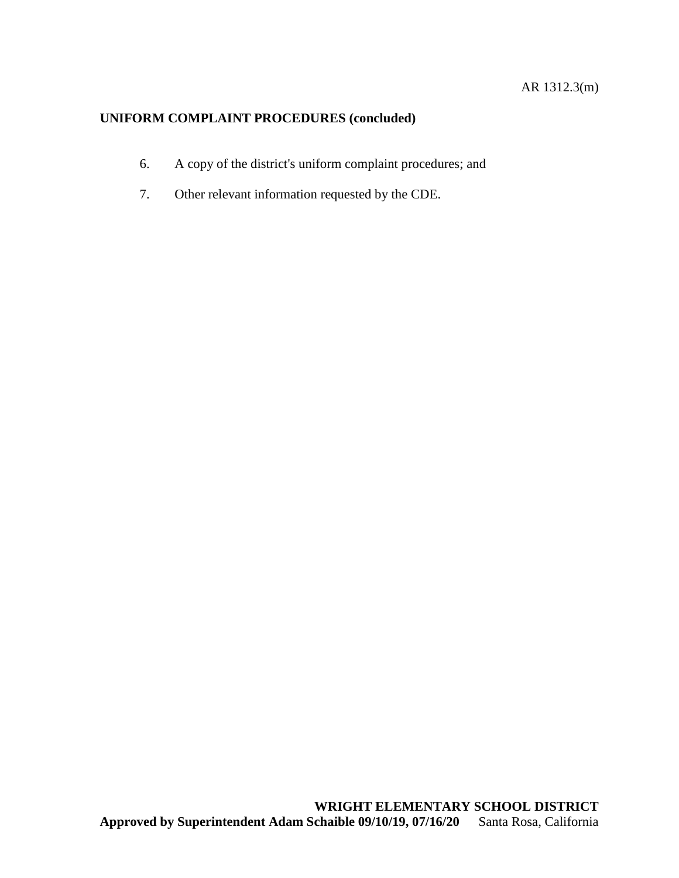## UNIFORM COMPLAINT PROCEDURES (concluded)

6. A copy of the district's uniform complaint procedures; and

7. Other relevant information requested by the CDE.

**WRIGHT ELEMENTARY SCHOOL DISTRICT**
**Approved by Superintendent Adam Schaible 09/10/19, 07/16/20** Santa Rosa, California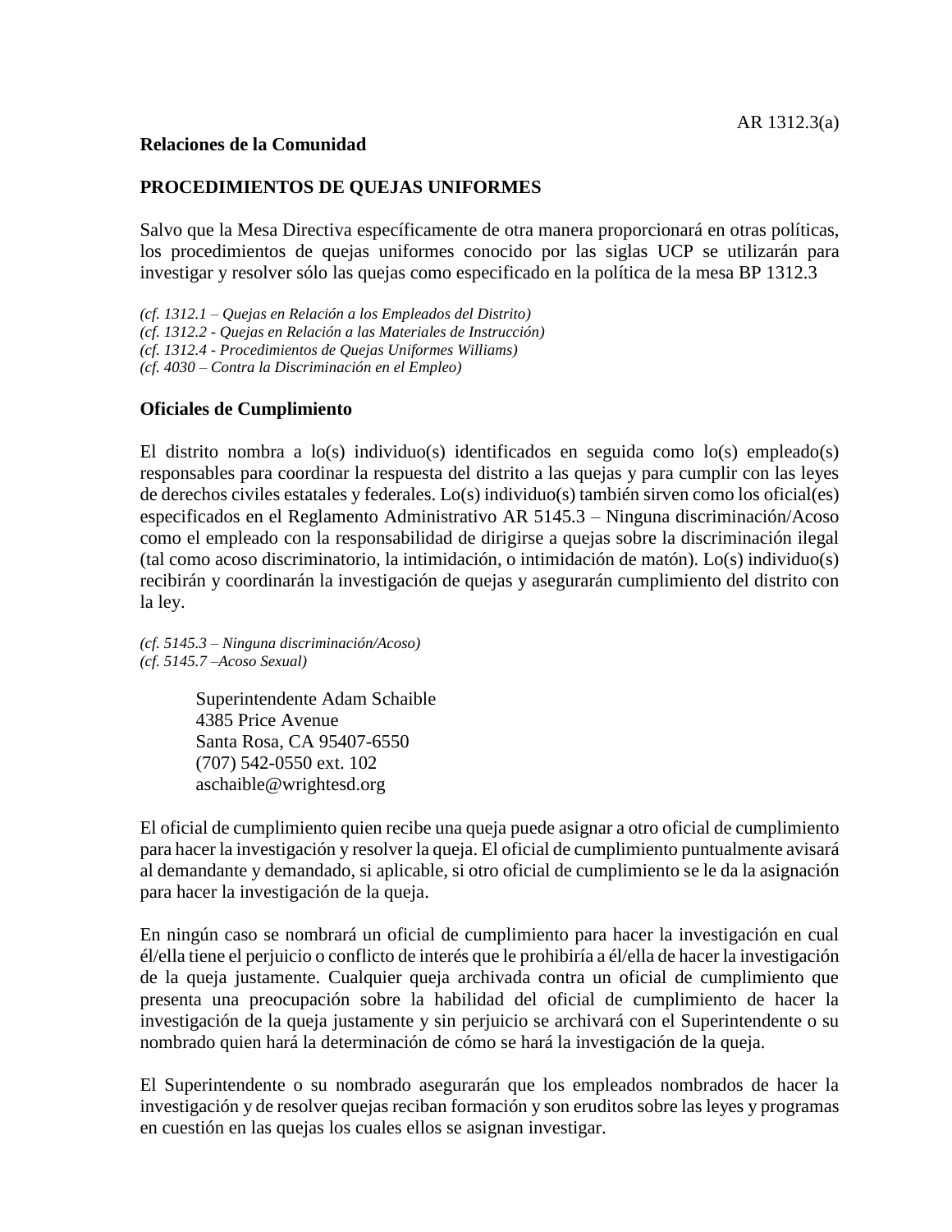AR 1312.3(a)

**Relaciones de la Comunidad**

**PROCEDIMIENTOS DE QUEJAS UNIFORMES**

Salvo que la Mesa Directiva específicamente de otra manera proporcionará en otras políticas, los procedimientos de quejas uniformes conocido por las siglas UCP se utilizarán para investigar y resolver sólo las quejas como especificado en la política de la mesa BP 1312.3

*(cf. 1312.1 – Quejas en Relación a los Empleados del Distrito)*
*(cf. 1312.2 - Quejas en Relación a las Materiales de Instrucción)*
*(cf. 1312.4 - Procedimientos de Quejas Uniformes Williams)*
*(cf. 4030 – Contra la Discriminación en el Empleo)*

**Oficiales de Cumplimiento**

El distrito nombra a lo(s) individuo(s) identificados en seguida como lo(s) empleado(s) responsables para coordinar la respuesta del distrito a las quejas y para cumplir con las leyes de derechos civiles estatales y federales. Lo(s) individuo(s) también sirven como los oficial(es) especificados en el Reglamento Administrativo AR 5145.3 – Ninguna discriminación/Acoso como el empleado con la responsabilidad de dirigirse a quejas sobre la discriminación ilegal (tal como acoso discriminatorio, la intimidación, o intimidación de matón). Lo(s) individuo(s) recibirán y coordinarán la investigación de quejas y asegurarán cumplimiento del distrito con la ley.

*(cf. 5145.3 – Ninguna discriminación/Acoso)*
*(cf. 5145.7 –Acoso Sexual)*

> Superintendente Adam Schaible
> 4385 Price Avenue
> Santa Rosa, CA 95407-6550
> (707) 542-0550 ext. 102
> aschaible@wrightesd.org

El oficial de cumplimiento quien recibe una queja puede asignar a otro oficial de cumplimiento para hacer la investigación y resolver la queja. El oficial de cumplimiento puntualmente avisará al demandante y demandado, si aplicable, si otro oficial de cumplimiento se le da la asignación para hacer la investigación de la queja.

En ningún caso se nombrará un oficial de cumplimiento para hacer la investigación en cual él/ella tiene el perjuicio o conflicto de interés que le prohibiría a él/ella de hacer la investigación de la queja justamente. Cualquier queja archivada contra un oficial de cumplimiento que presenta una preocupación sobre la habilidad del oficial de cumplimiento de hacer la investigación de la queja justamente y sin perjuicio se archivará con el Superintendente o su nombrado quien hará la determinación de cómo se hará la investigación de la queja.

El Superintendente o su nombrado asegurarán que los empleados nombrados de hacer la investigación y de resolver quejas reciban formación y son eruditos sobre las leyes y programas en cuestión en las quejas los cuales ellos se asignan investigar.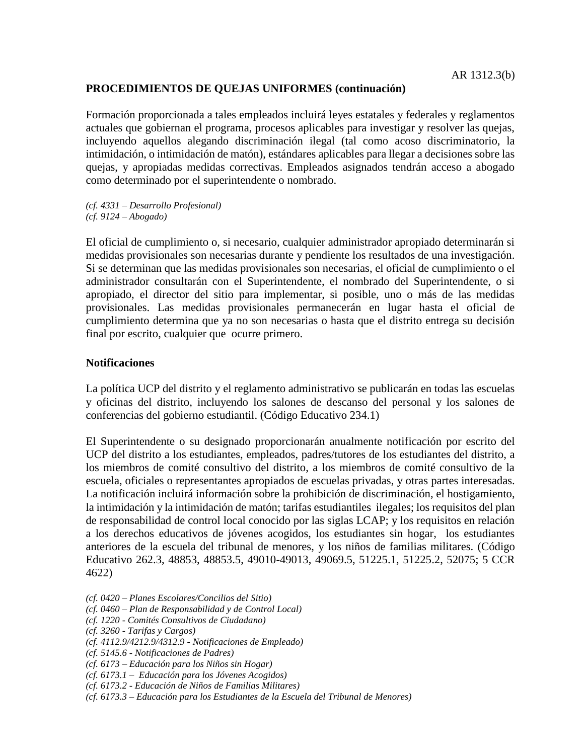AR 1312.3(b)

**PROCEDIMIENTOS DE QUEJAS UNIFORMES (continuación)**

Formación proporcionada a tales empleados incluirá leyes estatales y federales y reglamentos actuales que gobiernan el programa, procesos aplicables para investigar y resolver las quejas, incluyendo aquellos alegando discriminación ilegal (tal como acoso discriminatorio, la intimidación, o intimidación de matón), estándares aplicables para llegar a decisiones sobre las quejas, y apropiadas medidas correctivas. Empleados asignados tendrán acceso a abogado como determinado por el superintendente o nombrado.

*(cf. 4331 – Desarrollo Profesional)*
*(cf. 9124 – Abogado)*

El oficial de cumplimiento o, si necesario, cualquier administrador apropiado determinarán si medidas provisionales son necesarias durante y pendiente los resultados de una investigación. Si se determinan que las medidas provisionales son necesarias, el oficial de cumplimiento o el administrador consultarán con el Superintendente, el nombrado del Superintendente, o si apropiado, el director del sitio para implementar, si posible, uno o más de las medidas provisionales. Las medidas provisionales permanecerán en lugar hasta el oficial de cumplimiento determina que ya no son necesarias o hasta que el distrito entrega su decisión final por escrito, cualquier que ocurre primero.

**Notificaciones**

La política UCP del distrito y el reglamento administrativo se publicarán en todas las escuelas y oficinas del distrito, incluyendo los salones de descanso del personal y los salones de conferencias del gobierno estudiantil. (Código Educativo 234.1)

El Superintendente o su designado proporcionarán anualmente notificación por escrito del UCP del distrito a los estudiantes, empleados, padres/tutores de los estudiantes del distrito, a los miembros de comité consultivo del distrito, a los miembros de comité consultivo de la escuela, oficiales o representantes apropiados de escuelas privadas, y otras partes interesadas. La notificación incluirá información sobre la prohibición de discriminación, el hostigamiento, la intimidación y la intimidación de matón; tarifas estudiantiles ilegales; los requisitos del plan de responsabilidad de control local conocido por las siglas LCAP; y los requisitos en relación a los derechos educativos de jóvenes acogidos, los estudiantes sin hogar, los estudiantes anteriores de la escuela del tribunal de menores, y los niños de familias militares. (Código Educativo 262.3, 48853, 48853.5, 49010-49013, 49069.5, 51225.1, 51225.2, 52075; 5 CCR 4622)

*(cf. 0420 – Planes Escolares/Concilios del Sitio)*
*(cf. 0460 – Plan de Responsabilidad y de Control Local)*
*(cf. 1220 - Comités Consultivos de Ciudadano)*
*(cf. 3260 - Tarifas y Cargos)*
*(cf. 4112.9/4212.9/4312.9 - Notificaciones de Empleado)*
*(cf. 5145.6 - Notificaciones de Padres)*
*(cf. 6173 – Educación para los Niños sin Hogar)*
*(cf. 6173.1 – Educación para los Jóvenes Acogidos)*
*(cf. 6173.2 - Educación de Niños de Familias Militares)*
*(cf. 6173.3 – Educación para los Estudiantes de la Escuela del Tribunal de Menores)*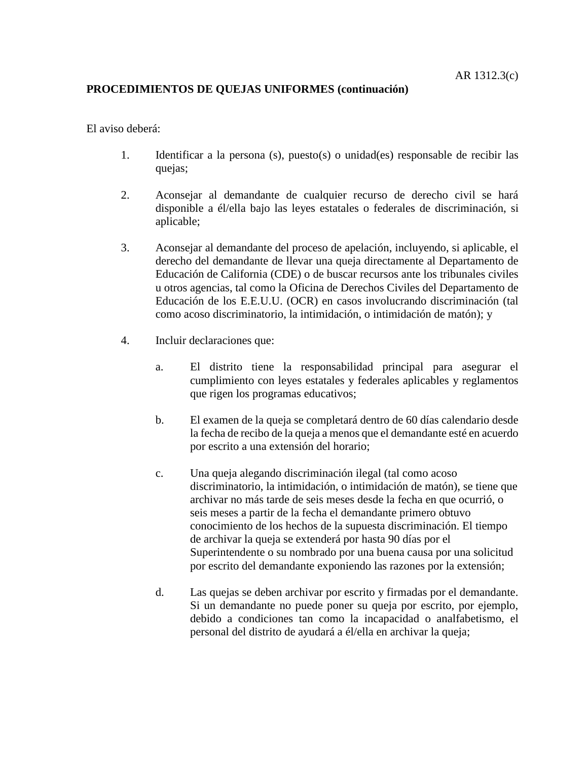**PROCEDIMIENTOS DE QUEJAS UNIFORMES (continuación)**

El aviso deberá:

1. Identificar a la persona (s), puesto(s) o unidad(es) responsable de recibir las quejas;

2. Aconsejar al demandante de cualquier recurso de derecho civil se hará disponible a él/ella bajo las leyes estatales o federales de discriminación, si aplicable;

3. Aconsejar al demandante del proceso de apelación, incluyendo, si aplicable, el derecho del demandante de llevar una queja directamente al Departamento de Educación de California (CDE) o de buscar recursos ante los tribunales civiles u otros agencias, tal como la Oficina de Derechos Civiles del Departamento de Educación de los E.E.U.U. (OCR) en casos involucrando discriminación (tal como acoso discriminatorio, la intimidación, o intimidación de matón); y

4. Incluir declaraciones que:

   a. El distrito tiene la responsabilidad principal para asegurar el cumplimiento con leyes estatales y federales aplicables y reglamentos que rigen los programas educativos;

   b. El examen de la queja se completará dentro de 60 días calendario desde la fecha de recibo de la queja a menos que el demandante esté en acuerdo por escrito a una extensión del horario;

   c. Una queja alegando discriminación ilegal (tal como acoso discriminatorio, la intimidación, o intimidación de matón), se tiene que archivar no más tarde de seis meses desde la fecha en que ocurrió, o seis meses a partir de la fecha el demandante primero obtuvo conocimiento de los hechos de la supuesta discriminación. El tiempo de archivar la queja se extenderá por hasta 90 días por el Superintendente o su nombrado por una buena causa por una solicitud por escrito del demandante exponiendo las razones por la extensión;

   d. Las quejas se deben archivar por escrito y firmadas por el demandante. Si un demandante no puede poner su queja por escrito, por ejemplo, debido a condiciones tan como la incapacidad o analfabetismo, el personal del distrito de ayudará a él/ella en archivar la queja;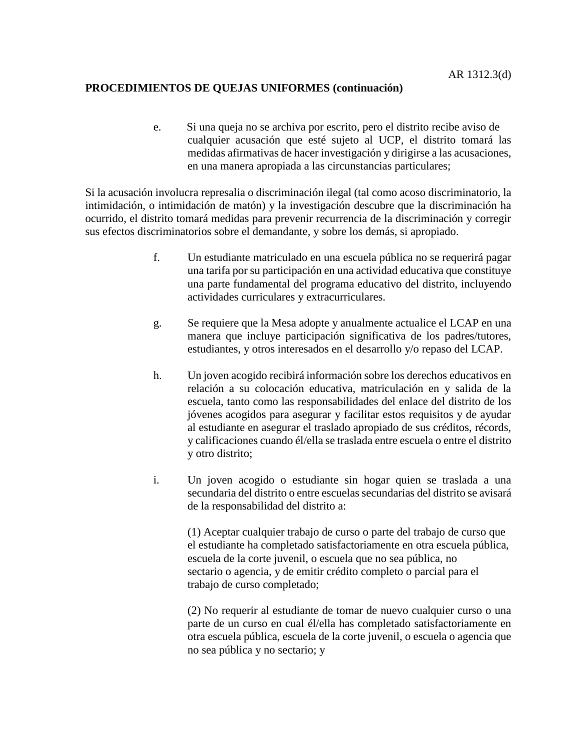**PROCEDIMIENTOS DE QUEJAS UNIFORMES (continuación)**

e. Si una queja no se archiva por escrito, pero el distrito recibe aviso de cualquier acusación que esté sujeto al UCP, el distrito tomará las medidas afirmativas de hacer investigación y dirigirse a las acusaciones, en una manera apropiada a las circunstancias particulares;

Si la acusación involucra represalia o discriminación ilegal (tal como acoso discriminatorio, la intimidación, o intimidación de matón) y la investigación descubre que la discriminación ha ocurrido, el distrito tomará medidas para prevenir recurrencia de la discriminación y corregir sus efectos discriminatorios sobre el demandante, y sobre los demás, si apropiado.

f. Un estudiante matriculado en una escuela pública no se requerirá pagar una tarifa por su participación en una actividad educativa que constituye una parte fundamental del programa educativo del distrito, incluyendo actividades curriculares y extracurriculares.

g. Se requiere que la Mesa adopte y anualmente actualice el LCAP en una manera que incluye participación significativa de los padres/tutores, estudiantes, y otros interesados en el desarrollo y/o repaso del LCAP.

h. Un joven acogido recibirá información sobre los derechos educativos en relación a su colocación educativa, matriculación en y salida de la escuela, tanto como las responsabilidades del enlace del distrito de los jóvenes acogidos para asegurar y facilitar estos requisitos y de ayudar al estudiante en asegurar el traslado apropiado de sus créditos, récords, y calificaciones cuando él/ella se traslada entre escuela o entre el distrito y otro distrito;

i. Un joven acogido o estudiante sin hogar quien se traslada a una secundaria del distrito o entre escuelas secundarias del distrito se avisará de la responsabilidad del distrito a:

(1) Aceptar cualquier trabajo de curso o parte del trabajo de curso que el estudiante ha completado satisfactoriamente en otra escuela pública, escuela de la corte juvenil, o escuela que no sea pública, no sectario o agencia, y de emitir crédito completo o parcial para el trabajo de curso completado;

(2) No requerir al estudiante de tomar de nuevo cualquier curso o una parte de un curso en cual él/ella has completado satisfactoriamente en otra escuela pública, escuela de la corte juvenil, o escuela o agencia que no sea pública y no sectario; y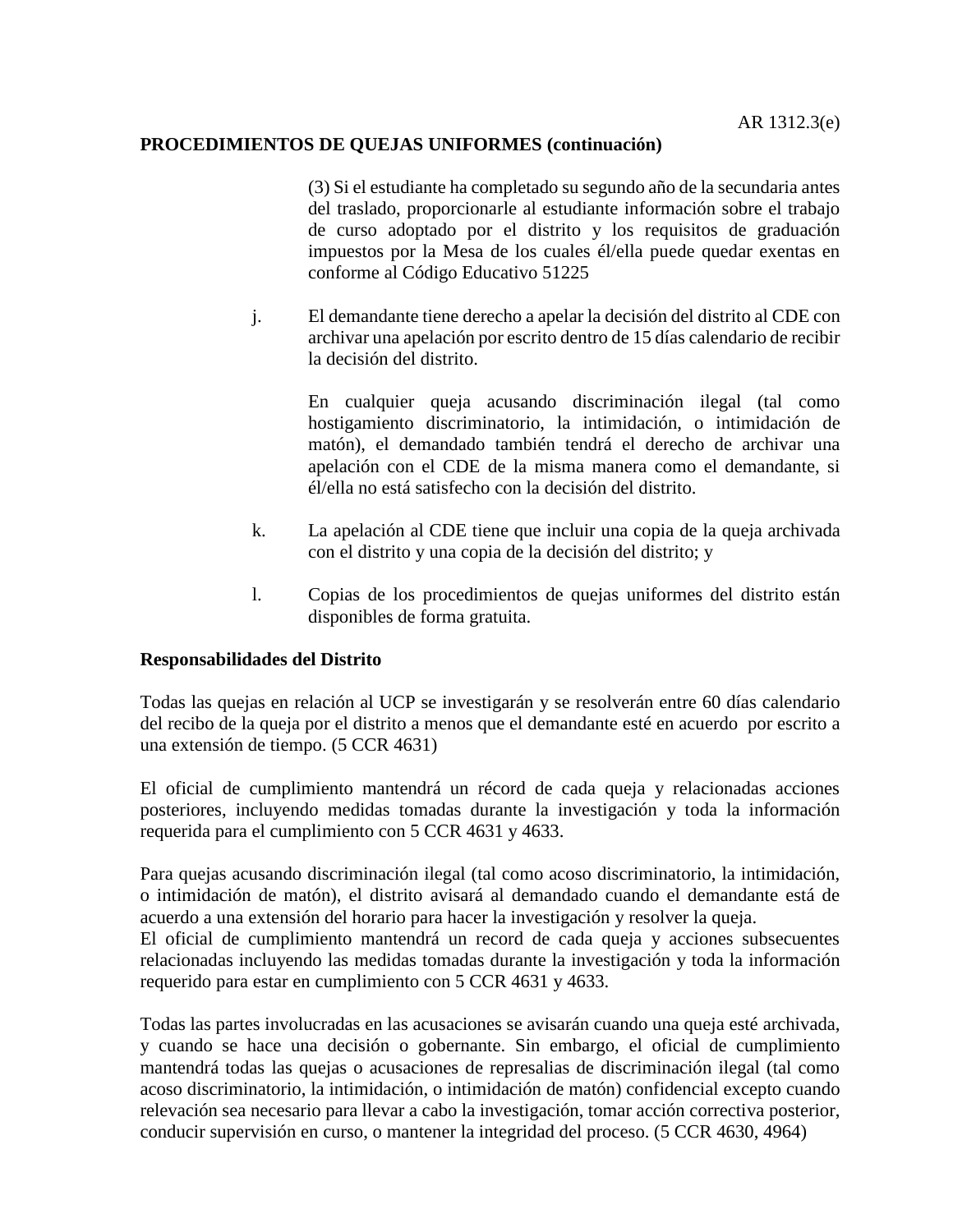**PROCEDIMIENTOS DE QUEJAS UNIFORMES (continuación)**

(3) Si el estudiante ha completado su segundo año de la secundaria antes del traslado, proporcionarle al estudiante información sobre el trabajo de curso adoptado por el distrito y los requisitos de graduación impuestos por la Mesa de los cuales él/ella puede quedar exentas en conforme al Código Educativo 51225

j. El demandante tiene derecho a apelar la decisión del distrito al CDE con archivar una apelación por escrito dentro de 15 días calendario de recibir la decisión del distrito.

   En cualquier queja acusando discriminación ilegal (tal como hostigamiento discriminatorio, la intimidación, o intimidación de matón), el demandado también tendrá el derecho de archivar una apelación con el CDE de la misma manera como el demandante, si él/ella no está satisfecho con la decisión del distrito.

k. La apelación al CDE tiene que incluir una copia de la queja archivada con el distrito y una copia de la decisión del distrito; y

l. Copias de los procedimientos de quejas uniformes del distrito están disponibles de forma gratuita.

**Responsabilidades del Distrito**

Todas las quejas en relación al UCP se investigarán y se resolverán entre 60 días calendario del recibo de la queja por el distrito a menos que el demandante esté en acuerdo por escrito a una extensión de tiempo. (5 CCR 4631)

El oficial de cumplimiento mantendrá un récord de cada queja y relacionadas acciones posteriores, incluyendo medidas tomadas durante la investigación y toda la información requerida para el cumplimiento con 5 CCR 4631 y 4633.

Para quejas acusando discriminación ilegal (tal como acoso discriminatorio, la intimidación, o intimidación de matón), el distrito avisará al demandado cuando el demandante está de acuerdo a una extensión del horario para hacer la investigación y resolver la queja.
El oficial de cumplimiento mantendrá un record de cada queja y acciones subsecuentes relacionadas incluyendo las medidas tomadas durante la investigación y toda la información requerido para estar en cumplimiento con 5 CCR 4631 y 4633.

Todas las partes involucradas en las acusaciones se avisarán cuando una queja esté archivada, y cuando se hace una decisión o gobernante. Sin embargo, el oficial de cumplimiento mantendrá todas las quejas o acusaciones de represalias de discriminación ilegal (tal como acoso discriminatorio, la intimidación, o intimidación de matón) confidencial excepto cuando relevación sea necesario para llevar a cabo la investigación, tomar acción correctiva posterior, conducir supervisión en curso, o mantener la integridad del proceso. (5 CCR 4630, 4964)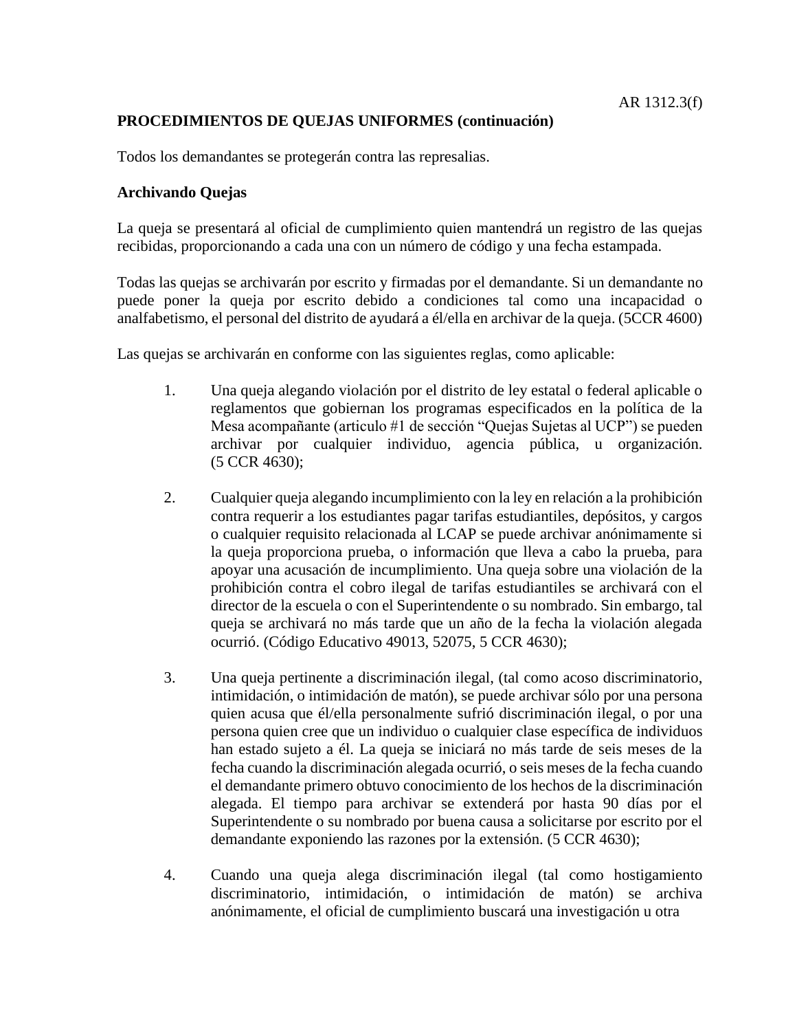**PROCEDIMIENTOS DE QUEJAS UNIFORMES (continuación)**

Todos los demandantes se protegerán contra las represalias.

**Archivando Quejas**

La queja se presentará al oficial de cumplimiento quien mantendrá un registro de las quejas recibidas, proporcionando a cada una con un número de código y una fecha estampada.

Todas las quejas se archivarán por escrito y firmadas por el demandante. Si un demandante no puede poner la queja por escrito debido a condiciones tal como una incapacidad o analfabetismo, el personal del distrito de ayudará a él/ella en archivar de la queja. (5CCR 4600)

Las quejas se archivarán en conforme con las siguientes reglas, como aplicable:

1. Una queja alegando violación por el distrito de ley estatal o federal aplicable o reglamentos que gobiernan los programas especificados en la política de la Mesa acompañante (articulo #1 de sección "Quejas Sujetas al UCP") se pueden archivar por cualquier individuo, agencia pública, u organización. (5 CCR 4630);

2. Cualquier queja alegando incumplimiento con la ley en relación a la prohibición contra requerir a los estudiantes pagar tarifas estudiantiles, depósitos, y cargos o cualquier requisito relacionada al LCAP se puede archivar anónimamente si la queja proporciona prueba, o información que lleva a cabo la prueba, para apoyar una acusación de incumplimiento. Una queja sobre una violación de la prohibición contra el cobro ilegal de tarifas estudiantiles se archivará con el director de la escuela o con el Superintendente o su nombrado. Sin embargo, tal queja se archivará no más tarde que un año de la fecha la violación alegada ocurrió. (Código Educativo 49013, 52075, 5 CCR 4630);

3. Una queja pertinente a discriminación ilegal, (tal como acoso discriminatorio, intimidación, o intimidación de matón), se puede archivar sólo por una persona quien acusa que él/ella personalmente sufrió discriminación ilegal, o por una persona quien cree que un individuo o cualquier clase específica de individuos han estado sujeto a él. La queja se iniciará no más tarde de seis meses de la fecha cuando la discriminación alegada ocurrió, o seis meses de la fecha cuando el demandante primero obtuvo conocimiento de los hechos de la discriminación alegada. El tiempo para archivar se extenderá por hasta 90 días por el Superintendente o su nombrado por buena causa a solicitarse por escrito por el demandante exponiendo las razones por la extensión. (5 CCR 4630);

4. Cuando una queja alega discriminación ilegal (tal como hostigamiento discriminatorio, intimidación, o intimidación de matón) se archiva anónimamente, el oficial de cumplimiento buscará una investigación u otra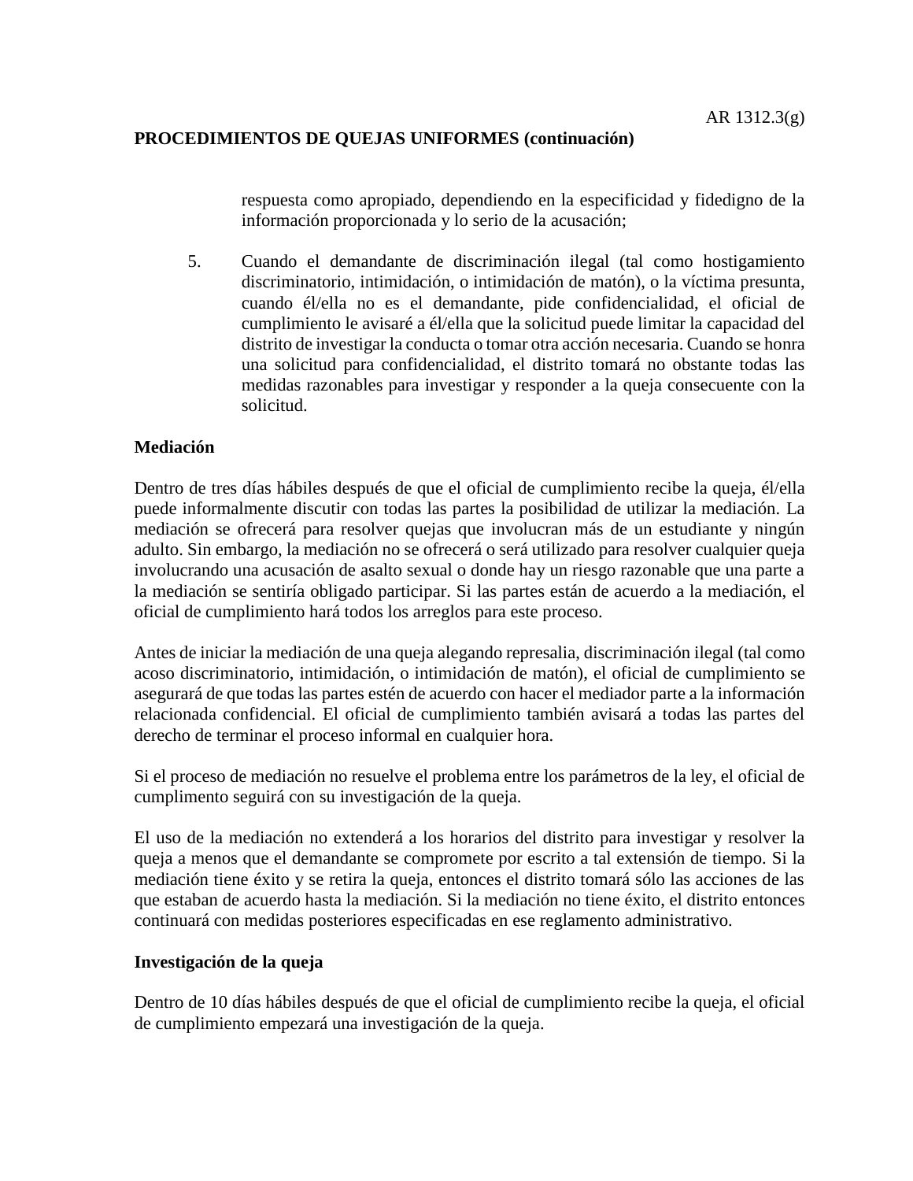respuesta como apropiado, dependiendo en la especificidad y fidedigno de la información proporcionada y lo serio de la acusación;

5. Cuando el demandante de discriminación ilegal (tal como hostigamiento discriminatorio, intimidación, o intimidación de matón), o la víctima presunta, cuando él/ella no es el demandante, pide confidencialidad, el oficial de cumplimiento le avisaré a él/ella que la solicitud puede limitar la capacidad del distrito de investigar la conducta o tomar otra acción necesaria. Cuando se honra una solicitud para confidencialidad, el distrito tomará no obstante todas las medidas razonables para investigar y responder a la queja consecuente con la solicitud.

**Mediación**

Dentro de tres días hábiles después de que el oficial de cumplimiento recibe la queja, él/ella puede informalmente discutir con todas las partes la posibilidad de utilizar la mediación. La mediación se ofrecerá para resolver quejas que involucran más de un estudiante y ningún adulto. Sin embargo, la mediación no se ofrecerá o será utilizado para resolver cualquier queja involucrando una acusación de asalto sexual o donde hay un riesgo razonable que una parte a la mediación se sentiría obligado participar. Si las partes están de acuerdo a la mediación, el oficial de cumplimiento hará todos los arreglos para este proceso.

Antes de iniciar la mediación de una queja alegando represalia, discriminación ilegal (tal como acoso discriminatorio, intimidación, o intimidación de matón), el oficial de cumplimiento se asegurará de que todas las partes estén de acuerdo con hacer el mediador parte a la información relacionada confidencial. El oficial de cumplimiento también avisará a todas las partes del derecho de terminar el proceso informal en cualquier hora.

Si el proceso de mediación no resuelve el problema entre los parámetros de la ley, el oficial de cumplimento seguirá con su investigación de la queja.

El uso de la mediación no extenderá a los horarios del distrito para investigar y resolver la queja a menos que el demandante se compromete por escrito a tal extensión de tiempo. Si la mediación tiene éxito y se retira la queja, entonces el distrito tomará sólo las acciones de las que estaban de acuerdo hasta la mediación. Si la mediación no tiene éxito, el distrito entonces continuará con medidas posteriores especificadas en ese reglamento administrativo.

**Investigación de la queja**

Dentro de 10 días hábiles después de que el oficial de cumplimiento recibe la queja, el oficial de cumplimiento empezará una investigación de la queja.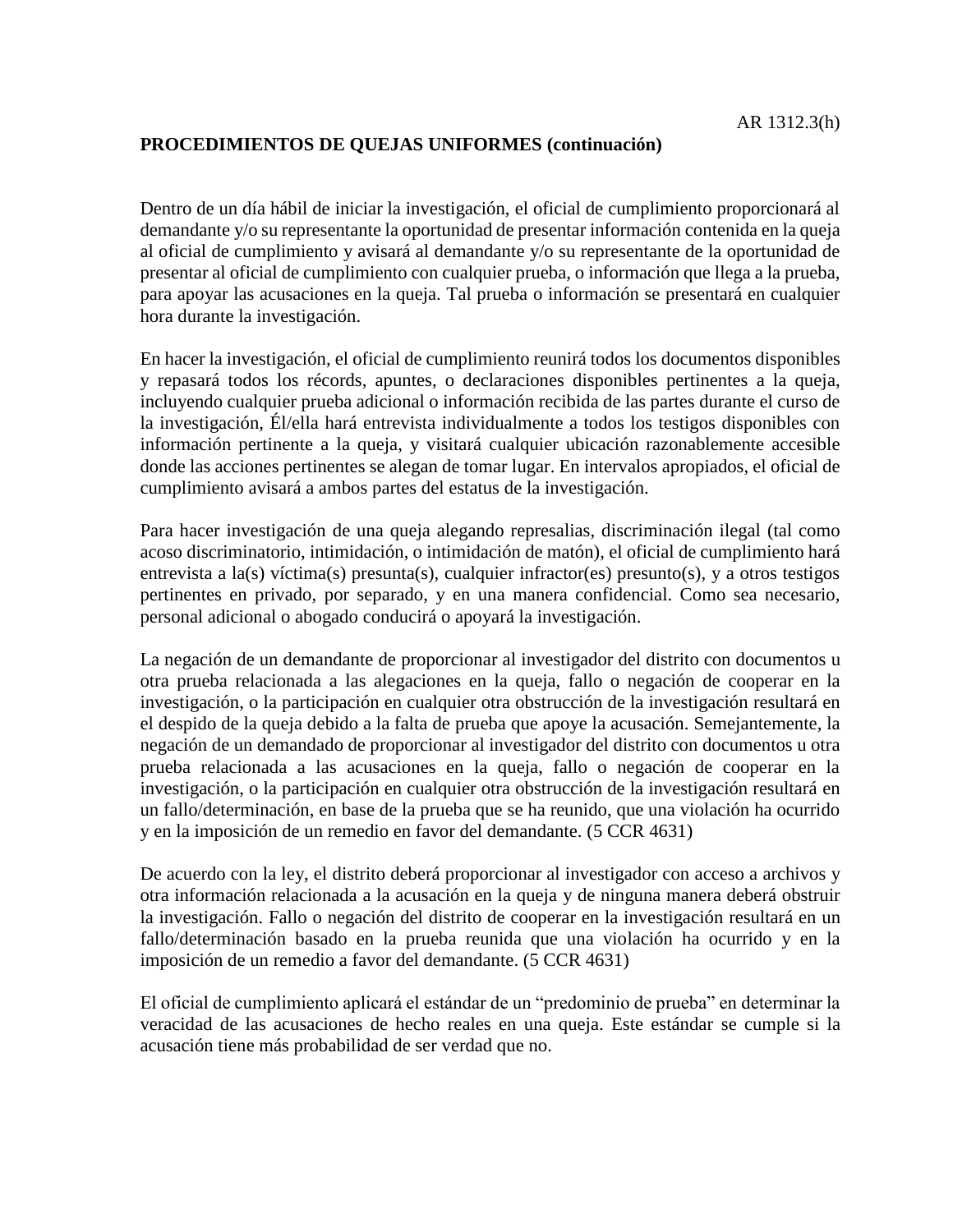AR 1312.3(h)

**PROCEDIMIENTOS DE QUEJAS UNIFORMES (continuación)**

Dentro de un día hábil de iniciar la investigación, el oficial de cumplimiento proporcionará al demandante y/o su representante la oportunidad de presentar información contenida en la queja al oficial de cumplimiento y avisará al demandante y/o su representante de la oportunidad de presentar al oficial de cumplimiento con cualquier prueba, o información que llega a la prueba, para apoyar las acusaciones en la queja. Tal prueba o información se presentará en cualquier hora durante la investigación.

En hacer la investigación, el oficial de cumplimiento reunirá todos los documentos disponibles y repasará todos los récords, apuntes, o declaraciones disponibles pertinentes a la queja, incluyendo cualquier prueba adicional o información recibida de las partes durante el curso de la investigación, Él/ella hará entrevista individualmente a todos los testigos disponibles con información pertinente a la queja, y visitará cualquier ubicación razonablemente accesible donde las acciones pertinentes se alegan de tomar lugar. En intervalos apropiados, el oficial de cumplimiento avisará a ambos partes del estatus de la investigación.

Para hacer investigación de una queja alegando represalias, discriminación ilegal (tal como acoso discriminatorio, intimidación, o intimidación de matón), el oficial de cumplimiento hará entrevista a la(s) víctima(s) presunta(s), cualquier infractor(es) presunto(s), y a otros testigos pertinentes en privado, por separado, y en una manera confidencial. Como sea necesario, personal adicional o abogado conducirá o apoyará la investigación.

La negación de un demandante de proporcionar al investigador del distrito con documentos u otra prueba relacionada a las alegaciones en la queja, fallo o negación de cooperar en la investigación, o la participación en cualquier otra obstrucción de la investigación resultará en el despido de la queja debido a la falta de prueba que apoye la acusación. Semejantemente, la negación de un demandado de proporcionar al investigador del distrito con documentos u otra prueba relacionada a las acusaciones en la queja, fallo o negación de cooperar en la investigación, o la participación en cualquier otra obstrucción de la investigación resultará en un fallo/determinación, en base de la prueba que se ha reunido, que una violación ha ocurrido y en la imposición de un remedio en favor del demandante. (5 CCR 4631)

De acuerdo con la ley, el distrito deberá proporcionar al investigador con acceso a archivos y otra información relacionada a la acusación en la queja y de ninguna manera deberá obstruir la investigación. Fallo o negación del distrito de cooperar en la investigación resultará en un fallo/determinación basado en la prueba reunida que una violación ha ocurrido y en la imposición de un remedio a favor del demandante. (5 CCR 4631)

El oficial de cumplimiento aplicará el estándar de un "predominio de prueba" en determinar la veracidad de las acusaciones de hecho reales en una queja. Este estándar se cumple si la acusación tiene más probabilidad de ser verdad que no.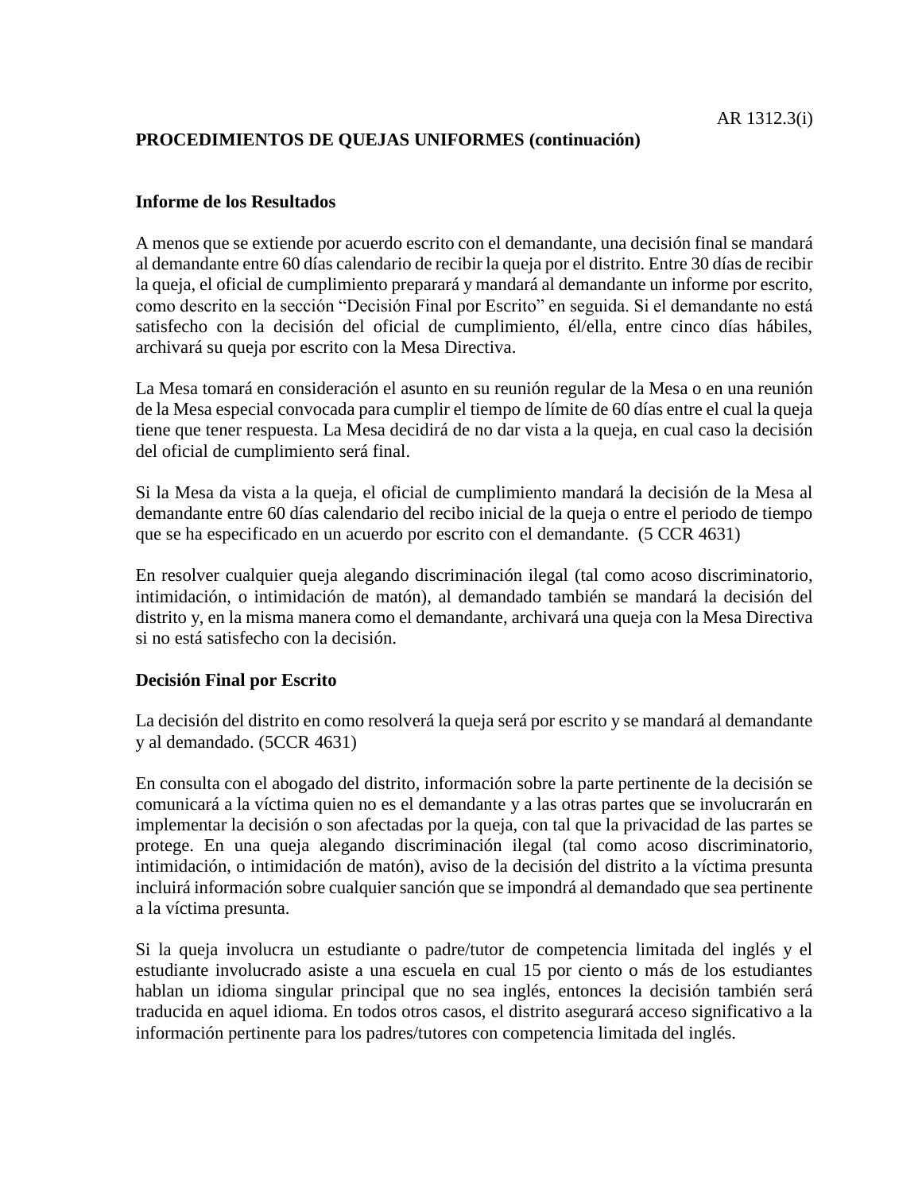AR 1312.3(i)

**PROCEDIMIENTOS DE QUEJAS UNIFORMES (continuación)**

**Informe de los Resultados**

A menos que se extiende por acuerdo escrito con el demandante, una decisión final se mandará al demandante entre 60 días calendario de recibir la queja por el distrito. Entre 30 días de recibir la queja, el oficial de cumplimiento preparará y mandará al demandante un informe por escrito, como descrito en la sección "Decisión Final por Escrito" en seguida. Si el demandante no está satisfecho con la decisión del oficial de cumplimiento, él/ella, entre cinco días hábiles, archivará su queja por escrito con la Mesa Directiva.

La Mesa tomará en consideración el asunto en su reunión regular de la Mesa o en una reunión de la Mesa especial convocada para cumplir el tiempo de límite de 60 días entre el cual la queja tiene que tener respuesta. La Mesa decidirá de no dar vista a la queja, en cual caso la decisión del oficial de cumplimiento será final.

Si la Mesa da vista a la queja, el oficial de cumplimiento mandará la decisión de la Mesa al demandante entre 60 días calendario del recibo inicial de la queja o entre el periodo de tiempo que se ha especificado en un acuerdo por escrito con el demandante. (5 CCR 4631)

En resolver cualquier queja alegando discriminación ilegal (tal como acoso discriminatorio, intimidación, o intimidación de matón), al demandado también se mandará la decisión del distrito y, en la misma manera como el demandante, archivará una queja con la Mesa Directiva si no está satisfecho con la decisión.

**Decisión Final por Escrito**

La decisión del distrito en como resolverá la queja será por escrito y se mandará al demandante y al demandado. (5CCR 4631)

En consulta con el abogado del distrito, información sobre la parte pertinente de la decisión se comunicará a la víctima quien no es el demandante y a las otras partes que se involucrarán en implementar la decisión o son afectadas por la queja, con tal que la privacidad de las partes se protege. En una queja alegando discriminación ilegal (tal como acoso discriminatorio, intimidación, o intimidación de matón), aviso de la decisión del distrito a la víctima presunta incluirá información sobre cualquier sanción que se impondrá al demandado que sea pertinente a la víctima presunta.

Si la queja involucra un estudiante o padre/tutor de competencia limitada del inglés y el estudiante involucrado asiste a una escuela en cual 15 por ciento o más de los estudiantes hablan un idioma singular principal que no sea inglés, entonces la decisión también será traducida en aquel idioma. En todos otros casos, el distrito asegurará acceso significativo a la información pertinente para los padres/tutores con competencia limitada del inglés.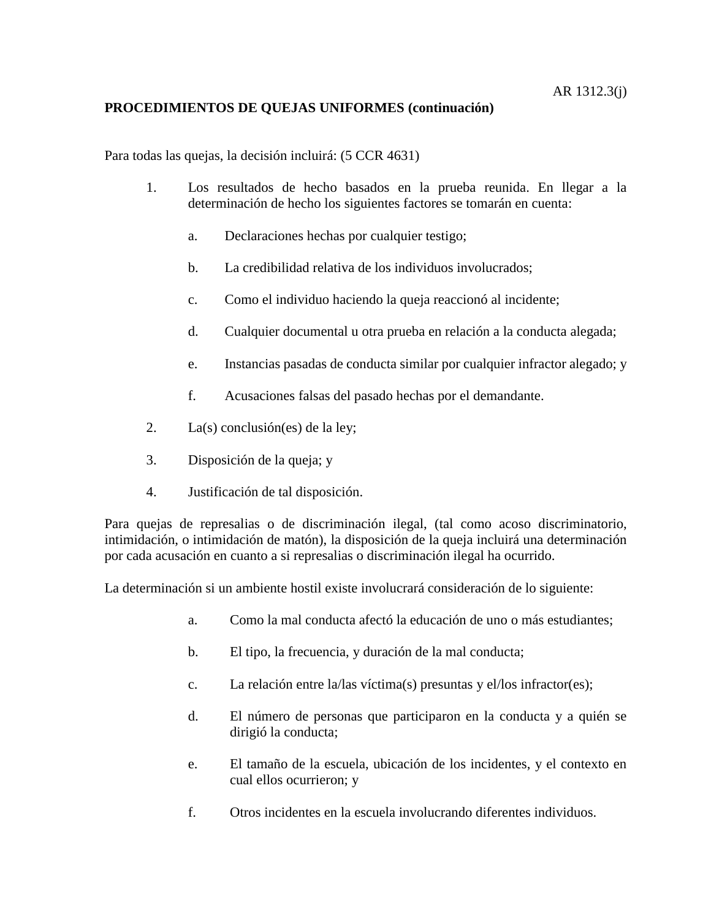AR 1312.3(j)

**PROCEDIMIENTOS DE QUEJAS UNIFORMES (continuación)**

Para todas las quejas, la decisión incluirá: (5 CCR 4631)

1. Los resultados de hecho basados en la prueba reunida. En llegar a la determinación de hecho los siguientes factores se tomarán en cuenta:

   a. Declaraciones hechas por cualquier testigo;

   b. La credibilidad relativa de los individuos involucrados;

   c. Como el individuo haciendo la queja reaccionó al incidente;

   d. Cualquier documental u otra prueba en relación a la conducta alegada;

   e. Instancias pasadas de conducta similar por cualquier infractor alegado; y

   f. Acusaciones falsas del pasado hechas por el demandante.

2. La(s) conclusión(es) de la ley;

3. Disposición de la queja; y

4. Justificación de tal disposición.

Para quejas de represalias o de discriminación ilegal, (tal como acoso discriminatorio, intimidación, o intimidación de matón), la disposición de la queja incluirá una determinación por cada acusación en cuanto a si represalias o discriminación ilegal ha ocurrido.

La determinación si un ambiente hostil existe involucrará consideración de lo siguiente:

a. Como la mal conducta afectó la educación de uno o más estudiantes;

b. El tipo, la frecuencia, y duración de la mal conducta;

c. La relación entre la/las víctima(s) presuntas y el/los infractor(es);

d. El número de personas que participaron en la conducta y a quién se dirigió la conducta;

e. El tamaño de la escuela, ubicación de los incidentes, y el contexto en cual ellos ocurrieron; y

f. Otros incidentes en la escuela involucrando diferentes individuos.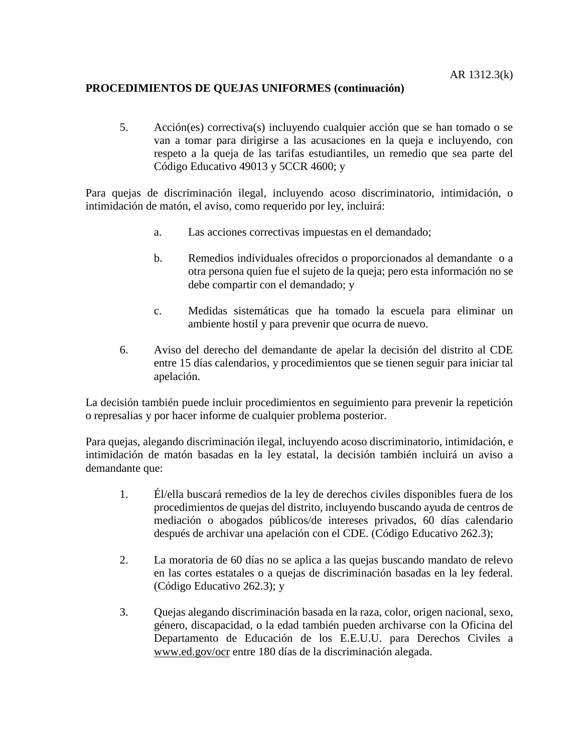AR 1312.3(k)

**PROCEDIMIENTOS DE QUEJAS UNIFORMES (continuación)**

5. Acción(es) correctiva(s) incluyendo cualquier acción que se han tomado o se van a tomar para dirigirse a las acusaciones en la queja e incluyendo, con respeto a la queja de las tarifas estudiantiles, un remedio que sea parte del Código Educativo 49013 y 5CCR 4600; y

Para quejas de discriminación ilegal, incluyendo acoso discriminatorio, intimidación, o intimidación de matón, el aviso, como requerido por ley, incluirá:

a. Las acciones correctivas impuestas en el demandado;

b. Remedios individuales ofrecidos o proporcionados al demandante o a otra persona quien fue el sujeto de la queja; pero esta información no se debe compartir con el demandado; y

c. Medidas sistemáticas que ha tomado la escuela para eliminar un ambiente hostil y para prevenir que ocurra de nuevo.

6. Aviso del derecho del demandante de apelar la decisión del distrito al CDE entre 15 días calendarios, y procedimientos que se tienen seguir para iniciar tal apelación.

La decisión también puede incluir procedimientos en seguimiento para prevenir la repetición o represalias y por hacer informe de cualquier problema posterior.

Para quejas, alegando discriminación ilegal, incluyendo acoso discriminatorio, intimidación, e intimidación de matón basadas en la ley estatal, la decisión también incluirá un aviso a demandante que:

1. Él/ella buscará remedios de la ley de derechos civiles disponibles fuera de los procedimientos de quejas del distrito, incluyendo buscando ayuda de centros de mediación o abogados públicos/de intereses privados, 60 días calendario después de archivar una apelación con el CDE. (Código Educativo 262.3);

2. La moratoria de 60 días no se aplica a las quejas buscando mandato de relevo en las cortes estatales o a quejas de discriminación basadas en la ley federal. (Código Educativo 262.3); y

3. Quejas alegando discriminación basada en la raza, color, origen nacional, sexo, género, discapacidad, o la edad también pueden archivarse con la Oficina del Departamento de Educación de los E.E.U.U. para Derechos Civiles a www.ed.gov/ocr entre 180 días de la discriminación alegada.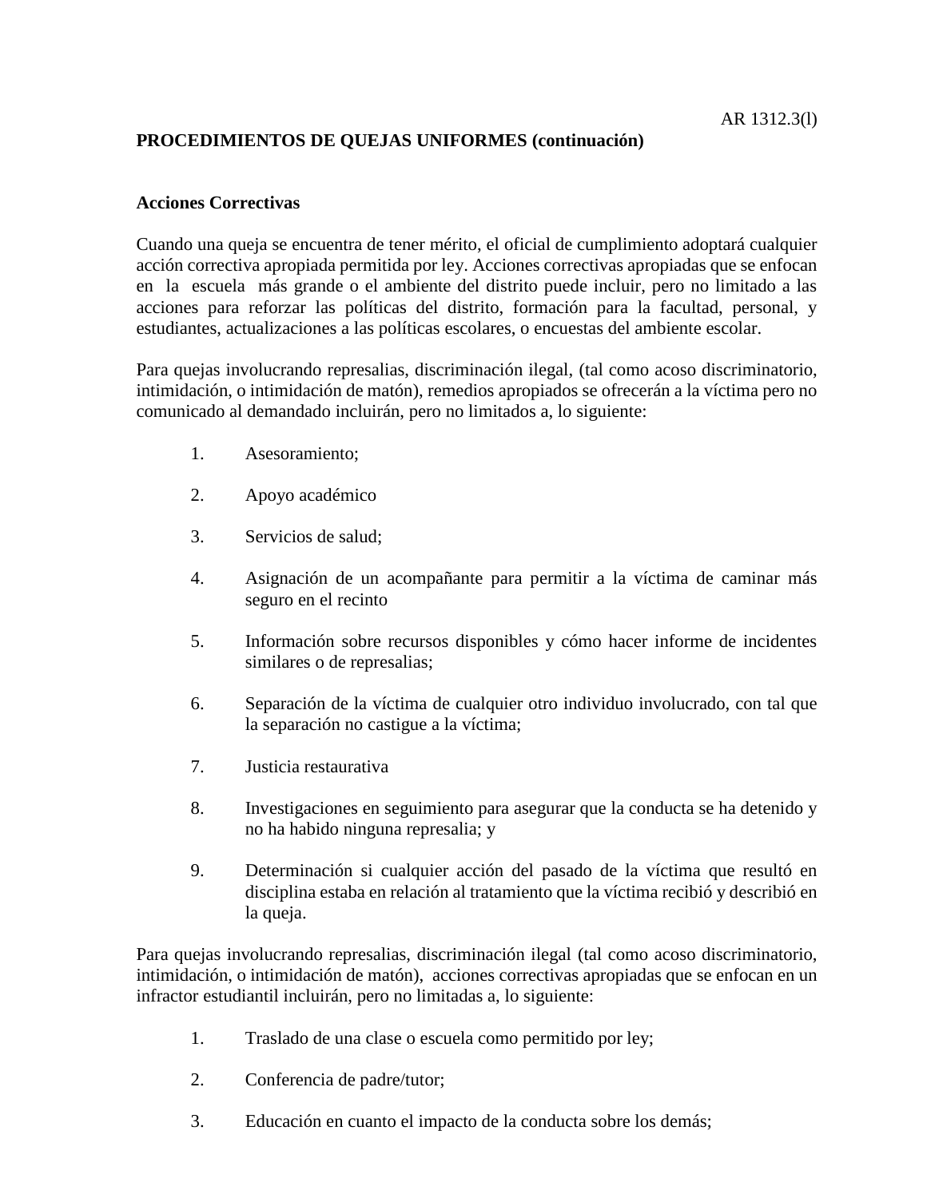AR 1312.3(l)

**PROCEDIMIENTOS DE QUEJAS UNIFORMES (continuación)**

**Acciones Correctivas**

Cuando una queja se encuentra de tener mérito, el oficial de cumplimiento adoptará cualquier acción correctiva apropiada permitida por ley. Acciones correctivas apropiadas que se enfocan en la escuela más grande o el ambiente del distrito puede incluir, pero no limitado a las acciones para reforzar las políticas del distrito, formación para la facultad, personal, y estudiantes, actualizaciones a las políticas escolares, o encuestas del ambiente escolar.

Para quejas involucrando represalias, discriminación ilegal, (tal como acoso discriminatorio, intimidación, o intimidación de matón), remedios apropiados se ofrecerán a la víctima pero no comunicado al demandado incluirán, pero no limitados a, lo siguiente:

1. Asesoramiento;
2. Apoyo académico
3. Servicios de salud;
4. Asignación de un acompañante para permitir a la víctima de caminar más seguro en el recinto
5. Información sobre recursos disponibles y cómo hacer informe de incidentes similares o de represalias;
6. Separación de la víctima de cualquier otro individuo involucrado, con tal que la separación no castigue a la víctima;
7. Justicia restaurativa
8. Investigaciones en seguimiento para asegurar que la conducta se ha detenido y no ha habido ninguna represalia; y
9. Determinación si cualquier acción del pasado de la víctima que resultó en disciplina estaba en relación al tratamiento que la víctima recibió y describió en la queja.

Para quejas involucrando represalias, discriminación ilegal (tal como acoso discriminatorio, intimidación, o intimidación de matón), acciones correctivas apropiadas que se enfocan en un infractor estudiantil incluirán, pero no limitadas a, lo siguiente:

1. Traslado de una clase o escuela como permitido por ley;
2. Conferencia de padre/tutor;
3. Educación en cuanto el impacto de la conducta sobre los demás;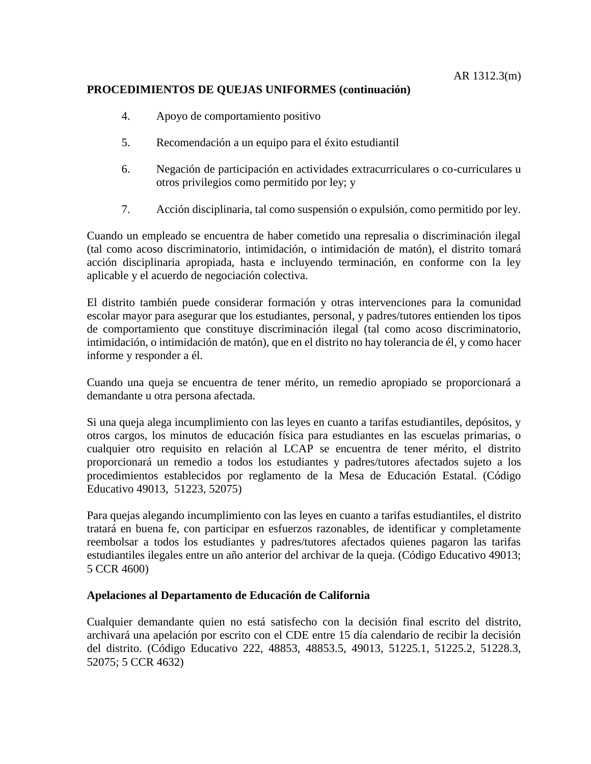**PROCEDIMIENTOS DE QUEJAS UNIFORMES (continuación)**

4. Apoyo de comportamiento positivo

5. Recomendación a un equipo para el éxito estudiantil

6. Negación de participación en actividades extracurriculares o co-curriculares u otros privilegios como permitido por ley; y

7. Acción disciplinaria, tal como suspensión o expulsión, como permitido por ley.

Cuando un empleado se encuentra de haber cometido una represalia o discriminación ilegal (tal como acoso discriminatorio, intimidación, o intimidación de matón), el distrito tomará acción disciplinaria apropiada, hasta e incluyendo terminación, en conforme con la ley aplicable y el acuerdo de negociación colectiva.

El distrito también puede considerar formación y otras intervenciones para la comunidad escolar mayor para asegurar que los estudiantes, personal, y padres/tutores entienden los tipos de comportamiento que constituye discriminación ilegal (tal como acoso discriminatorio, intimidación, o intimidación de matón), que en el distrito no hay tolerancia de él, y como hacer informe y responder a él.

Cuando una queja se encuentra de tener mérito, un remedio apropiado se proporcionará a demandante u otra persona afectada.

Si una queja alega incumplimiento con las leyes en cuanto a tarifas estudiantiles, depósitos, y otros cargos, los minutos de educación física para estudiantes en las escuelas primarias, o cualquier otro requisito en relación al LCAP se encuentra de tener mérito, el distrito proporcionará un remedio a todos los estudiantes y padres/tutores afectados sujeto a los procedimientos establecidos por reglamento de la Mesa de Educación Estatal. (Código Educativo 49013, 51223, 52075)

Para quejas alegando incumplimiento con las leyes en cuanto a tarifas estudiantiles, el distrito tratará en buena fe, con participar en esfuerzos razonables, de identificar y completamente reembolsar a todos los estudiantes y padres/tutores afectados quienes pagaron las tarifas estudiantiles ilegales entre un año anterior del archivar de la queja. (Código Educativo 49013; 5 CCR 4600)

**Apelaciones al Departamento de Educación de California**

Cualquier demandante quien no está satisfecho con la decisión final escrito del distrito, archivará una apelación por escrito con el CDE entre 15 día calendario de recibir la decisión del distrito. (Código Educativo 222, 48853, 48853.5, 49013, 51225.1, 51225.2, 51228.3, 52075; 5 CCR 4632)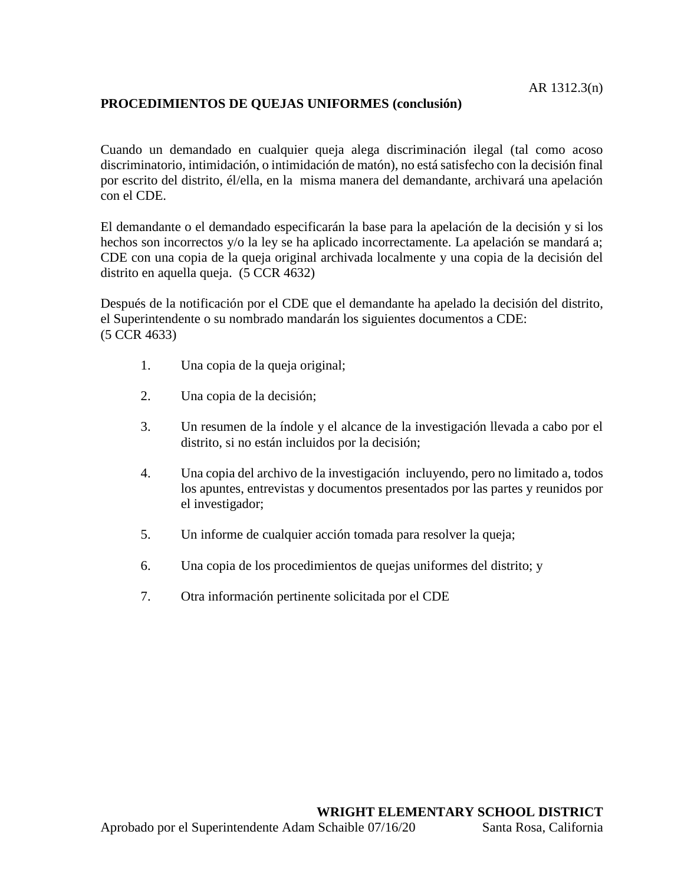AR 1312.3(n)

**PROCEDIMIENTOS DE QUEJAS UNIFORMES (conclusión)**

Cuando un demandado en cualquier queja alega discriminación ilegal (tal como acoso discriminatorio, intimidación, o intimidación de matón), no está satisfecho con la decisión final por escrito del distrito, él/ella, en la misma manera del demandante, archivará una apelación con el CDE.

El demandante o el demandado especificarán la base para la apelación de la decisión y si los hechos son incorrectos y/o la ley se ha aplicado incorrectamente. La apelación se mandará a; CDE con una copia de la queja original archivada localmente y una copia de la decisión del distrito en aquella queja. (5 CCR 4632)

Después de la notificación por el CDE que el demandante ha apelado la decisión del distrito, el Superintendente o su nombrado mandarán los siguientes documentos a CDE:
(5 CCR 4633)

1. Una copia de la queja original;

2. Una copia de la decisión;

3. Un resumen de la índole y el alcance de la investigación llevada a cabo por el distrito, si no están incluidos por la decisión;

4. Una copia del archivo de la investigación incluyendo, pero no limitado a, todos los apuntes, entrevistas y documentos presentados por las partes y reunidos por el investigador;

5. Un informe de cualquier acción tomada para resolver la queja;

6. Una copia de los procedimientos de quejas uniformes del distrito; y

7. Otra información pertinente solicitada por el CDE

**WRIGHT ELEMENTARY SCHOOL DISTRICT**
Aprobado por el Superintendente Adam Schaible 07/16/20 Santa Rosa, California